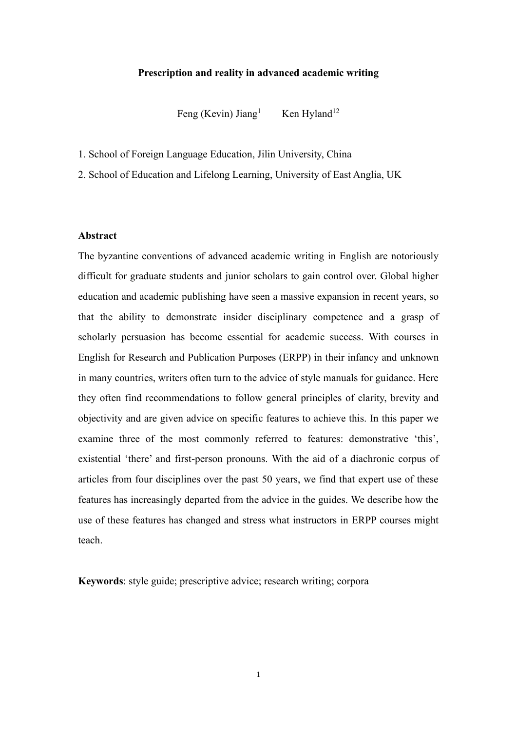# Prescription and reality in advanced academic writing

Feng (Kevin) Jiang[1]    Ken Hyland[12]

1. School of Foreign Language Education, Jilin University, China
2. School of Education and Lifelong Learning, University of East Anglia, UK

## Abstract

The byzantine conventions of advanced academic writing in English are notoriously difficult for graduate students and junior scholars to gain control over. Global higher education and academic publishing have seen a massive expansion in recent years, so that the ability to demonstrate insider disciplinary competence and a grasp of scholarly persuasion has become essential for academic success. With courses in English for Research and Publication Purposes (ERPP) in their infancy and unknown in many countries, writers often turn to the advice of style manuals for guidance. Here they often find recommendations to follow general principles of clarity, brevity and objectivity and are given advice on specific features to achieve this. In this paper we examine three of the most commonly referred to features: demonstrative 'this', existential 'there' and first-person pronouns. With the aid of a diachronic corpus of articles from four disciplines over the past 50 years, we find that expert use of these features has increasingly departed from the advice in the guides. We describe how the use of these features has changed and stress what instructors in ERPP courses might teach.

**Keywords**: style guide; prescriptive advice; research writing; corpora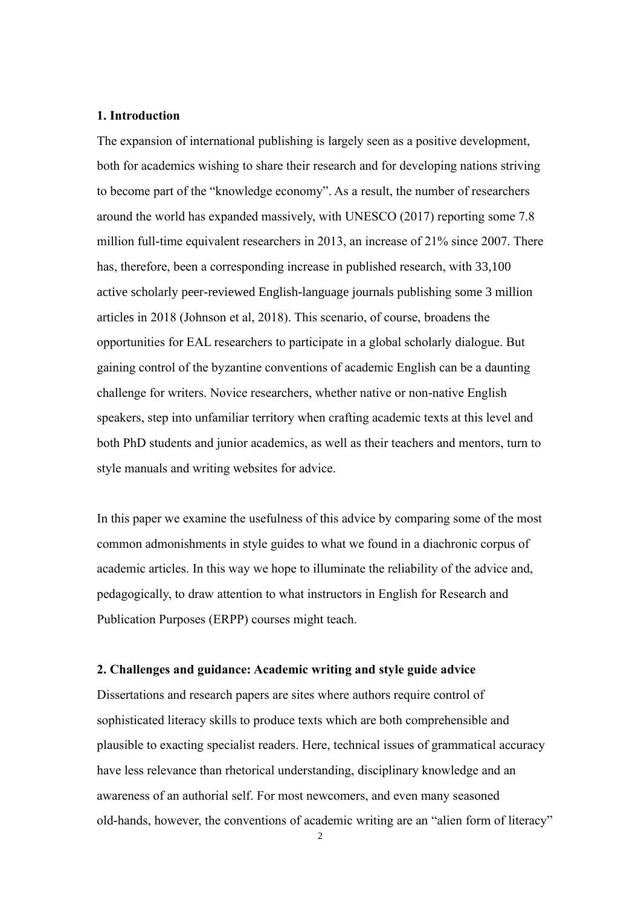## 1. Introduction

The expansion of international publishing is largely seen as a positive development, both for academics wishing to share their research and for developing nations striving to become part of the "knowledge economy". As a result, the number of researchers around the world has expanded massively, with UNESCO (2017) reporting some 7.8 million full-time equivalent researchers in 2013, an increase of 21% since 2007. There has, therefore, been a corresponding increase in published research, with 33,100 active scholarly peer-reviewed English-language journals publishing some 3 million articles in 2018 (Johnson et al, 2018). This scenario, of course, broadens the opportunities for EAL researchers to participate in a global scholarly dialogue. But gaining control of the byzantine conventions of academic English can be a daunting challenge for writers. Novice researchers, whether native or non-native English speakers, step into unfamiliar territory when crafting academic texts at this level and both PhD students and junior academics, as well as their teachers and mentors, turn to style manuals and writing websites for advice.

In this paper we examine the usefulness of this advice by comparing some of the most common admonishments in style guides to what we found in a diachronic corpus of academic articles. In this way we hope to illuminate the reliability of the advice and, pedagogically, to draw attention to what instructors in English for Research and Publication Purposes (ERPP) courses might teach.

## 2. Challenges and guidance: Academic writing and style guide advice

Dissertations and research papers are sites where authors require control of sophisticated literacy skills to produce texts which are both comprehensible and plausible to exacting specialist readers. Here, technical issues of grammatical accuracy have less relevance than rhetorical understanding, disciplinary knowledge and an awareness of an authorial self. For most newcomers, and even many seasoned old-hands, however, the conventions of academic writing are an "alien form of literacy"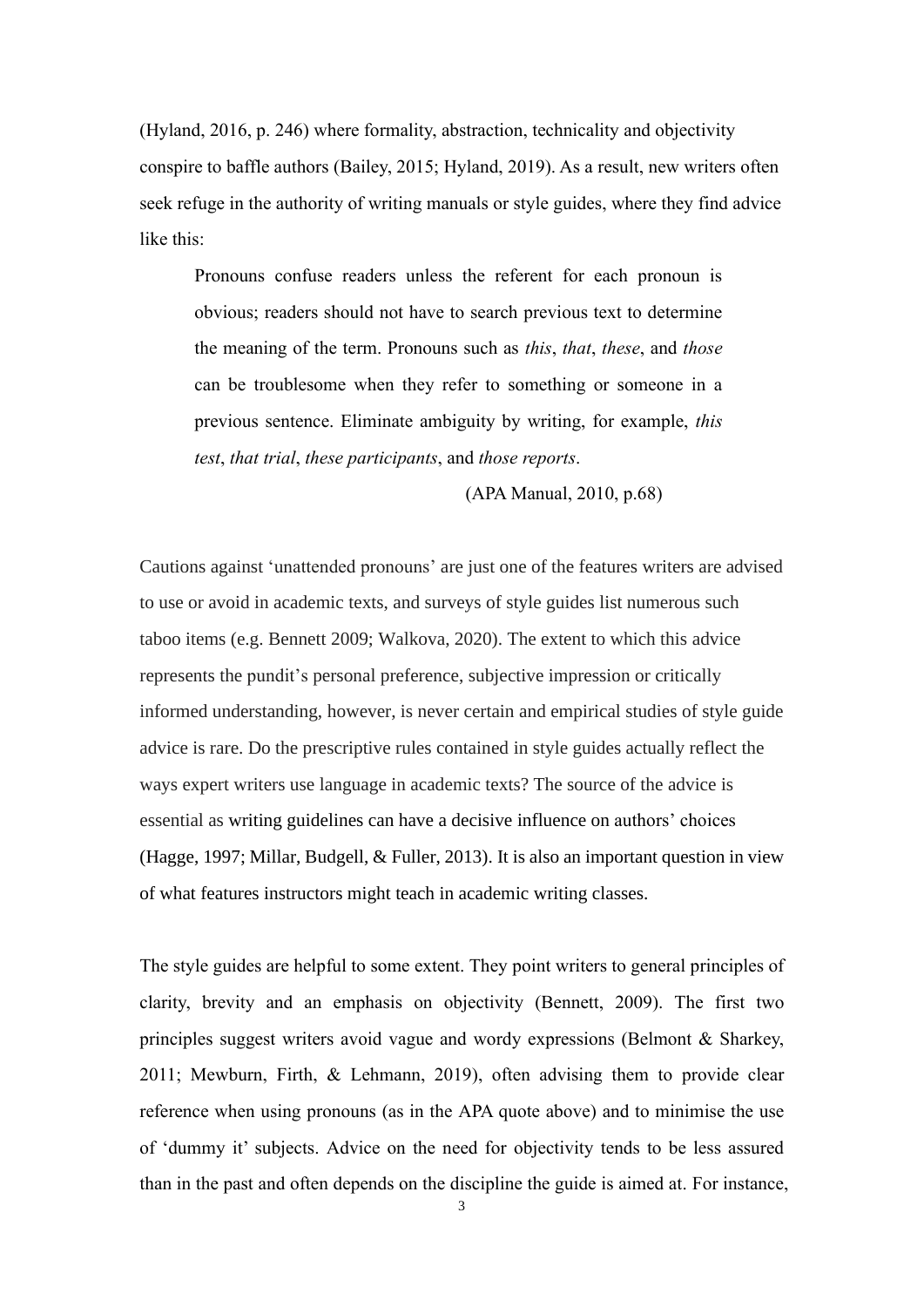(Hyland, 2016, p. 246) where formality, abstraction, technicality and objectivity conspire to baffle authors (Bailey, 2015; Hyland, 2019). As a result, new writers often seek refuge in the authority of writing manuals or style guides, where they find advice like this:

> Pronouns confuse readers unless the referent for each pronoun is obvious; readers should not have to search previous text to determine the meaning of the term. Pronouns such as *this*, *that*, *these*, and *those* can be troublesome when they refer to something or someone in a previous sentence. Eliminate ambiguity by writing, for example, *this test*, *that trial*, *these participants*, and *those reports*.
>
> (APA Manual, 2010, p.68)

Cautions against 'unattended pronouns' are just one of the features writers are advised to use or avoid in academic texts, and surveys of style guides list numerous such taboo items (e.g. Bennett 2009; Walkova, 2020). The extent to which this advice represents the pundit's personal preference, subjective impression or critically informed understanding, however, is never certain and empirical studies of style guide advice is rare. Do the prescriptive rules contained in style guides actually reflect the ways expert writers use language in academic texts? The source of the advice is essential as writing guidelines can have a decisive influence on authors' choices (Hagge, 1997; Millar, Budgell, & Fuller, 2013). It is also an important question in view of what features instructors might teach in academic writing classes.

The style guides are helpful to some extent. They point writers to general principles of clarity, brevity and an emphasis on objectivity (Bennett, 2009). The first two principles suggest writers avoid vague and wordy expressions (Belmont & Sharkey, 2011; Mewburn, Firth, & Lehmann, 2019), often advising them to provide clear reference when using pronouns (as in the APA quote above) and to minimise the use of 'dummy it' subjects. Advice on the need for objectivity tends to be less assured than in the past and often depends on the discipline the guide is aimed at. For instance,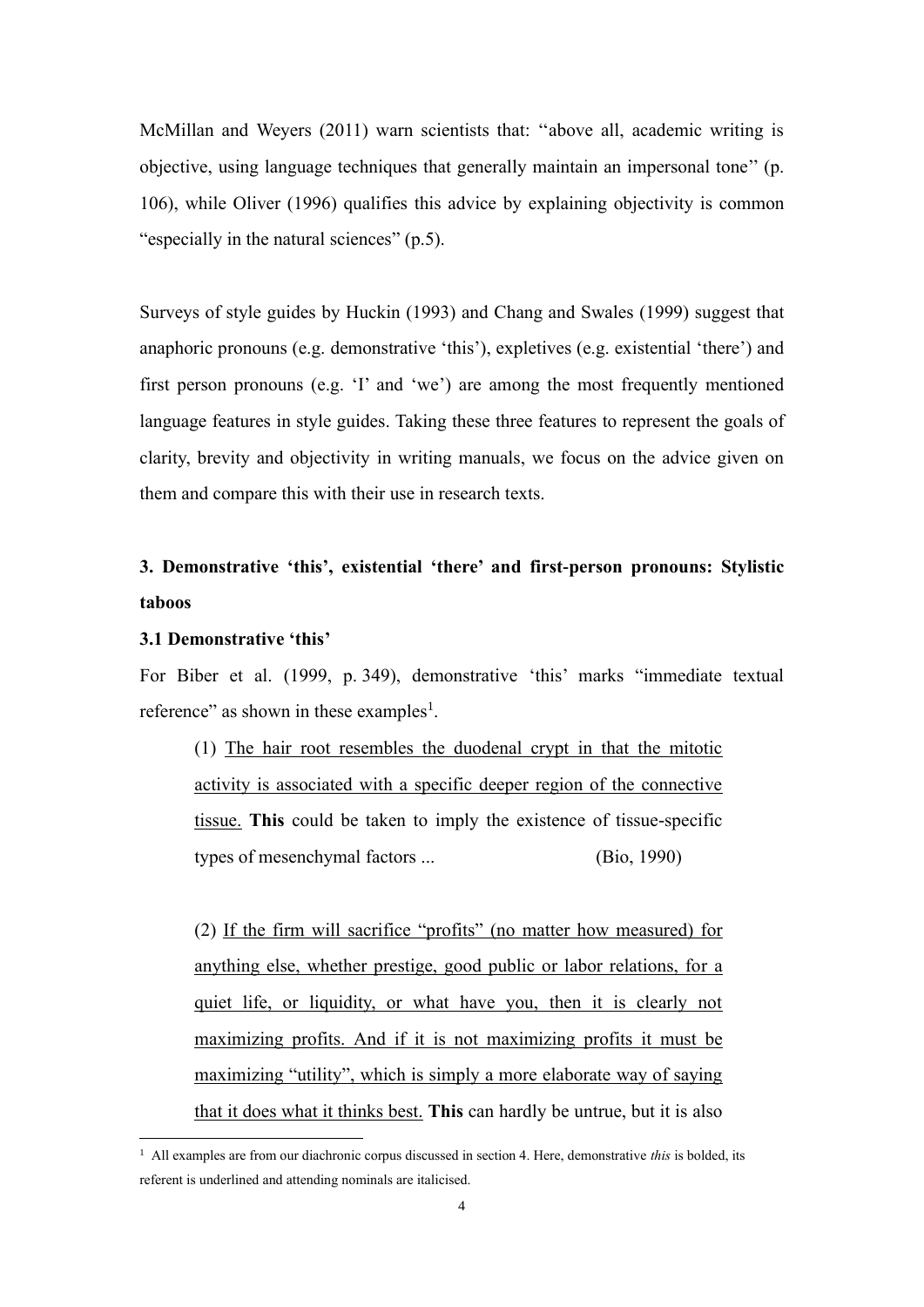McMillan and Weyers (2011) warn scientists that: ‘‘above all, academic writing is objective, using language techniques that generally maintain an impersonal tone’’ (p. 106), while Oliver (1996) qualifies this advice by explaining objectivity is common “especially in the natural sciences” (p.5).

Surveys of style guides by Huckin (1993) and Chang and Swales (1999) suggest that anaphoric pronouns (e.g. demonstrative ‘this’), expletives (e.g. existential ‘there’) and first person pronouns (e.g. ‘I’ and ‘we’) are among the most frequently mentioned language features in style guides. Taking these three features to represent the goals of clarity, brevity and objectivity in writing manuals, we focus on the advice given on them and compare this with their use in research texts.

## 3. Demonstrative ‘this’, existential ‘there’ and first-person pronouns: Stylistic taboos

### 3.1 Demonstrative ‘this’

For Biber et al. (1999, p. 349), demonstrative ‘this’ marks “immediate textual reference” as shown in these examples[1].

> (1) <u>The hair root resembles the duodenal crypt in that the mitotic activity is associated with a specific deeper region of the connective tissue.</u> **This** could be taken to imply the existence of tissue-specific types of mesenchymal factors ... (Bio, 1990)

> (2) <u>If the firm will sacrifice “profits” (no matter how measured) for anything else, whether prestige, good public or labor relations, for a quiet life, or liquidity, or what have you, then it is clearly not maximizing profits. And if it is not maximizing profits it must be maximizing “utility”, which is simply a more elaborate way of saying that it does what it thinks best.</u> **This** can hardly be untrue, but it is also

[1] All examples are from our diachronic corpus discussed in section 4. Here, demonstrative *this* is bolded, its referent is underlined and attending nominals are italicised.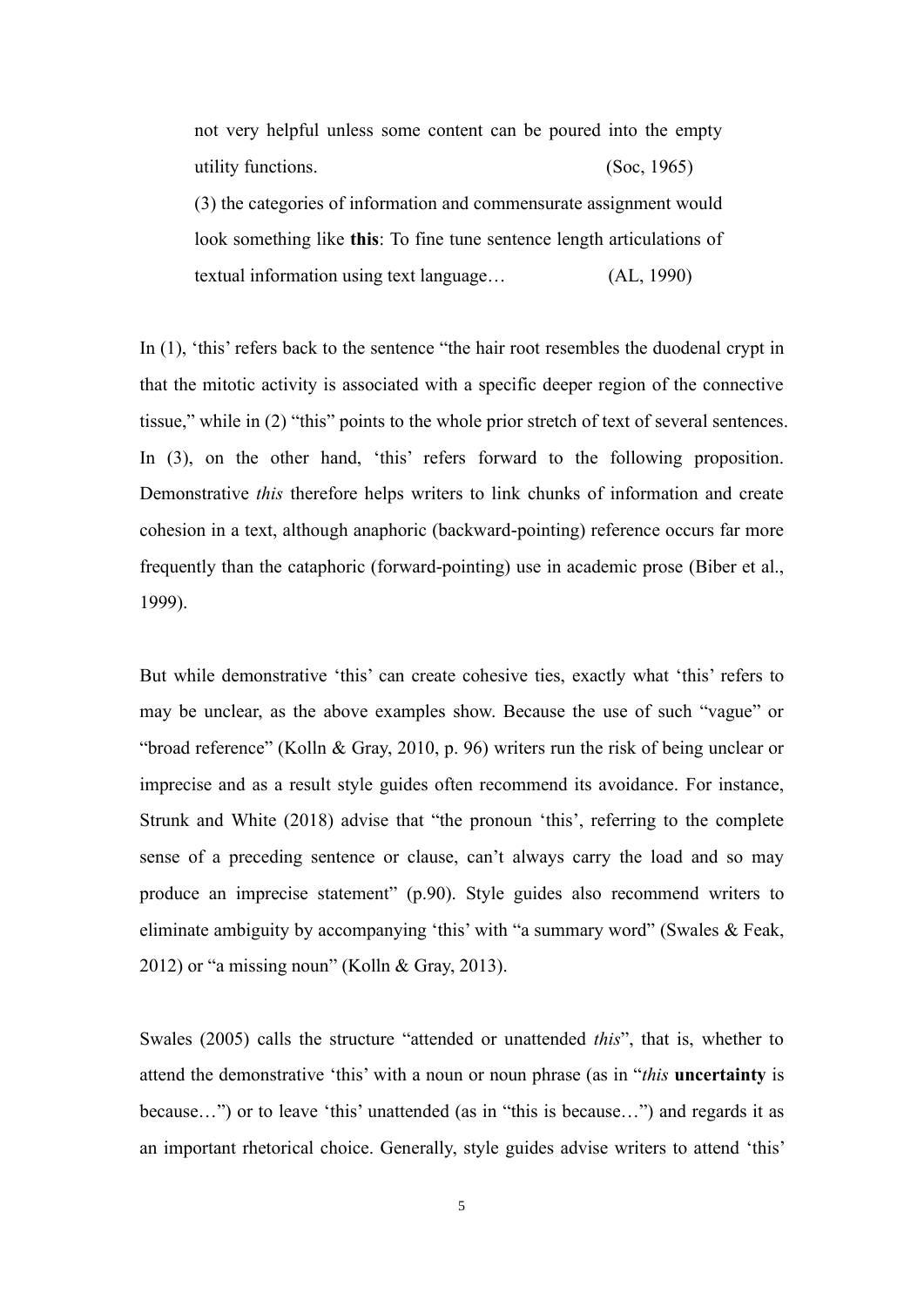not very helpful unless some content can be poured into the empty utility functions. (Soc, 1965)

(3) the categories of information and commensurate assignment would look something like **this**: To fine tune sentence length articulations of textual information using text language… (AL, 1990)

In (1), 'this' refers back to the sentence "the hair root resembles the duodenal crypt in that the mitotic activity is associated with a specific deeper region of the connective tissue," while in (2) "this" points to the whole prior stretch of text of several sentences. In (3), on the other hand, 'this' refers forward to the following proposition. Demonstrative *this* therefore helps writers to link chunks of information and create cohesion in a text, although anaphoric (backward-pointing) reference occurs far more frequently than the cataphoric (forward-pointing) use in academic prose (Biber et al., 1999).

But while demonstrative 'this' can create cohesive ties, exactly what 'this' refers to may be unclear, as the above examples show. Because the use of such "vague" or "broad reference" (Kolln & Gray, 2010, p. 96) writers run the risk of being unclear or imprecise and as a result style guides often recommend its avoidance. For instance, Strunk and White (2018) advise that "the pronoun 'this', referring to the complete sense of a preceding sentence or clause, can't always carry the load and so may produce an imprecise statement" (p.90). Style guides also recommend writers to eliminate ambiguity by accompanying 'this' with "a summary word" (Swales & Feak, 2012) or "a missing noun" (Kolln & Gray, 2013).

Swales (2005) calls the structure "attended or unattended *this*", that is, whether to attend the demonstrative 'this' with a noun or noun phrase (as in "*this* **uncertainty** is because…") or to leave 'this' unattended (as in "this is because…") and regards it as an important rhetorical choice. Generally, style guides advise writers to attend 'this'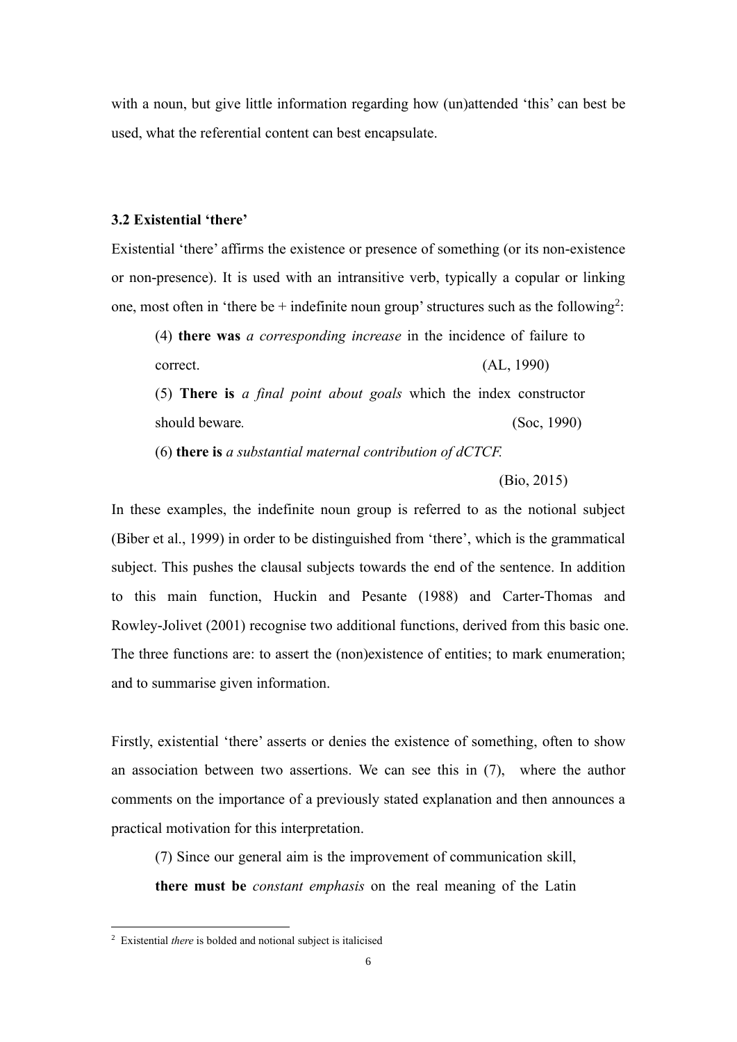with a noun, but give little information regarding how (un)attended 'this' can best be used, what the referential content can best encapsulate.

### 3.2 Existential 'there'

Existential 'there' affirms the existence or presence of something (or its non-existence or non-presence). It is used with an intransitive verb, typically a copular or linking one, most often in 'there be + indefinite noun group' structures such as the following[2]:

> (4) **there was** *a corresponding increase* in the incidence of failure to correct. (AL, 1990)
>
> (5) **There is** *a final point about goals* which the index constructor should beware. (Soc, 1990)
>
> (6) **there is** *a substantial maternal contribution of dCTCF.* (Bio, 2015)

In these examples, the indefinite noun group is referred to as the notional subject (Biber et al., 1999) in order to be distinguished from 'there', which is the grammatical subject. This pushes the clausal subjects towards the end of the sentence. In addition to this main function, Huckin and Pesante (1988) and Carter-Thomas and Rowley-Jolivet (2001) recognise two additional functions, derived from this basic one. The three functions are: to assert the (non)existence of entities; to mark enumeration; and to summarise given information.

Firstly, existential 'there' asserts or denies the existence of something, often to show an association between two assertions. We can see this in (7), where the author comments on the importance of a previously stated explanation and then announces a practical motivation for this interpretation.

> (7) Since our general aim is the improvement of communication skill, **there must be** *constant emphasis* on the real meaning of the Latin

[2] Existential *there* is bolded and notional subject is italicised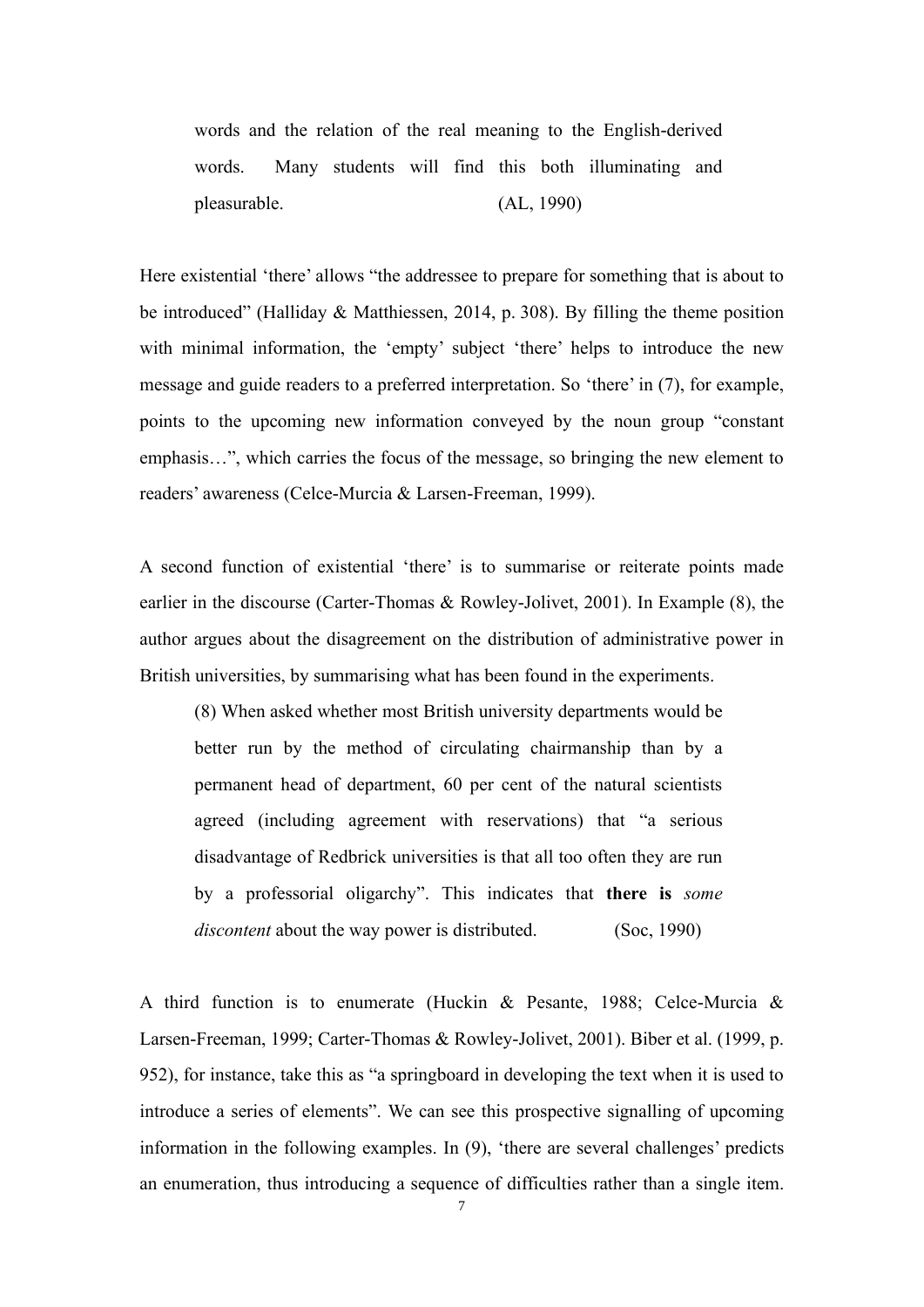> words and the relation of the real meaning to the English-derived words. Many students will find this both illuminating and pleasurable. (AL, 1990)

Here existential 'there' allows "the addressee to prepare for something that is about to be introduced" (Halliday & Matthiessen, 2014, p. 308). By filling the theme position with minimal information, the 'empty' subject 'there' helps to introduce the new message and guide readers to a preferred interpretation. So 'there' in (7), for example, points to the upcoming new information conveyed by the noun group "constant emphasis…", which carries the focus of the message, so bringing the new element to readers' awareness (Celce-Murcia & Larsen-Freeman, 1999).

A second function of existential 'there' is to summarise or reiterate points made earlier in the discourse (Carter-Thomas & Rowley-Jolivet, 2001). In Example (8), the author argues about the disagreement on the distribution of administrative power in British universities, by summarising what has been found in the experiments.

> (8) When asked whether most British university departments would be better run by the method of circulating chairmanship than by a permanent head of department, 60 per cent of the natural scientists agreed (including agreement with reservations) that "a serious disadvantage of Redbrick universities is that all too often they are run by a professorial oligarchy". This indicates that **there is** *some discontent* about the way power is distributed. (Soc, 1990)

A third function is to enumerate (Huckin & Pesante, 1988; Celce-Murcia & Larsen-Freeman, 1999; Carter-Thomas & Rowley-Jolivet, 2001). Biber et al. (1999, p. 952), for instance, take this as "a springboard in developing the text when it is used to introduce a series of elements". We can see this prospective signalling of upcoming information in the following examples. In (9), 'there are several challenges' predicts an enumeration, thus introducing a sequence of difficulties rather than a single item.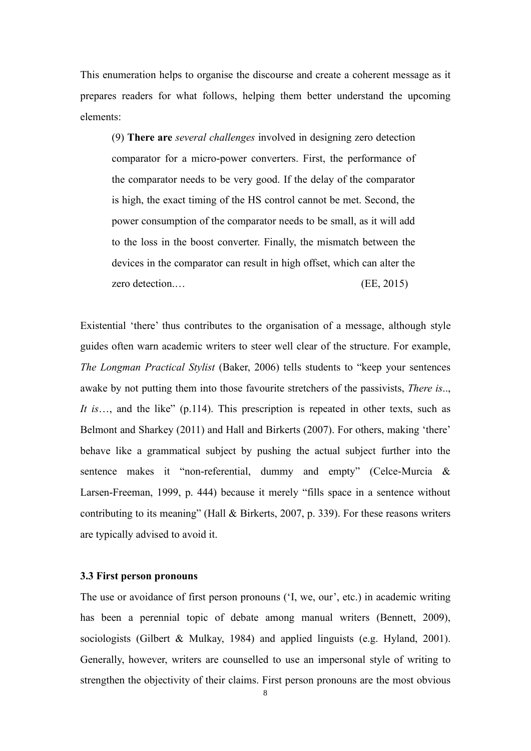This enumeration helps to organise the discourse and create a coherent message as it prepares readers for what follows, helping them better understand the upcoming elements:

> (9) **There are** *several challenges* involved in designing zero detection comparator for a micro-power converters. First, the performance of the comparator needs to be very good. If the delay of the comparator is high, the exact timing of the HS control cannot be met. Second, the power consumption of the comparator needs to be small, as it will add to the loss in the boost converter. Finally, the mismatch between the devices in the comparator can result in high offset, which can alter the zero detection.… (EE, 2015)

Existential 'there' thus contributes to the organisation of a message, although style guides often warn academic writers to steer well clear of the structure. For example, *The Longman Practical Stylist* (Baker, 2006) tells students to "keep your sentences awake by not putting them into those favourite stretchers of the passivists, *There is*.., *It is*…, and the like" (p.114). This prescription is repeated in other texts, such as Belmont and Sharkey (2011) and Hall and Birkerts (2007). For others, making 'there' behave like a grammatical subject by pushing the actual subject further into the sentence makes it "non-referential, dummy and empty" (Celce-Murcia & Larsen-Freeman, 1999, p. 444) because it merely "fills space in a sentence without contributing to its meaning" (Hall & Birkerts, 2007, p. 339). For these reasons writers are typically advised to avoid it.

### 3.3 First person pronouns

The use or avoidance of first person pronouns ('I, we, our', etc.) in academic writing has been a perennial topic of debate among manual writers (Bennett, 2009), sociologists (Gilbert & Mulkay, 1984) and applied linguists (e.g. Hyland, 2001). Generally, however, writers are counselled to use an impersonal style of writing to strengthen the objectivity of their claims. First person pronouns are the most obvious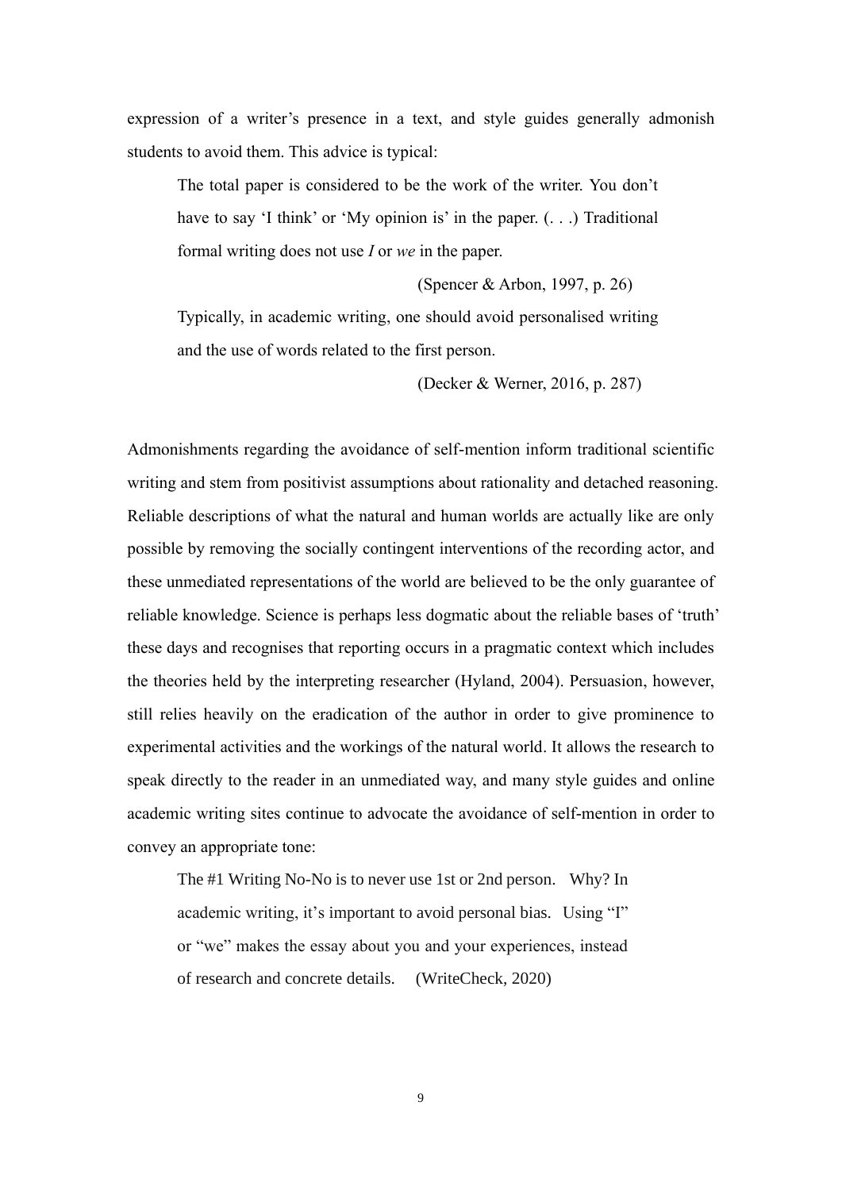expression of a writer's presence in a text, and style guides generally admonish students to avoid them. This advice is typical:

> The total paper is considered to be the work of the writer. You don't have to say 'I think' or 'My opinion is' in the paper. (. . .) Traditional formal writing does not use *I* or *we* in the paper.
>
> (Spencer & Arbon, 1997, p. 26)

> Typically, in academic writing, one should avoid personalised writing and the use of words related to the first person.
>
> (Decker & Werner, 2016, p. 287)

Admonishments regarding the avoidance of self-mention inform traditional scientific writing and stem from positivist assumptions about rationality and detached reasoning. Reliable descriptions of what the natural and human worlds are actually like are only possible by removing the socially contingent interventions of the recording actor, and these unmediated representations of the world are believed to be the only guarantee of reliable knowledge. Science is perhaps less dogmatic about the reliable bases of 'truth' these days and recognises that reporting occurs in a pragmatic context which includes the theories held by the interpreting researcher (Hyland, 2004). Persuasion, however, still relies heavily on the eradication of the author in order to give prominence to experimental activities and the workings of the natural world. It allows the research to speak directly to the reader in an unmediated way, and many style guides and online academic writing sites continue to advocate the avoidance of self-mention in order to convey an appropriate tone:

> The #1 Writing No-No is to never use 1st or 2nd person. Why? In academic writing, it's important to avoid personal bias. Using "I" or "we" makes the essay about you and your experiences, instead of research and concrete details. (WriteCheck, 2020)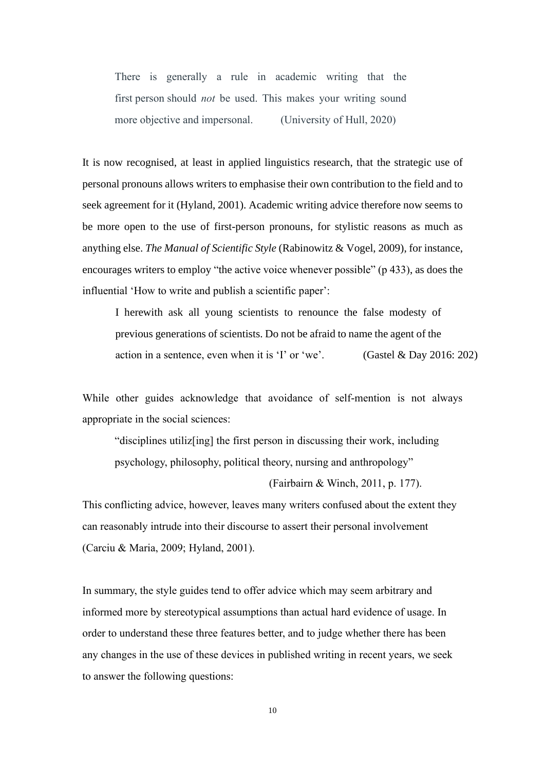> There is generally a rule in academic writing that the first person should *not* be used. This makes your writing sound more objective and impersonal. (University of Hull, 2020)

It is now recognised, at least in applied linguistics research, that the strategic use of personal pronouns allows writers to emphasise their own contribution to the field and to seek agreement for it (Hyland, 2001). Academic writing advice therefore now seems to be more open to the use of first-person pronouns, for stylistic reasons as much as anything else. *The Manual of Scientific Style* (Rabinowitz & Vogel, 2009), for instance, encourages writers to employ "the active voice whenever possible" (p 433), as does the influential 'How to write and publish a scientific paper':

> I herewith ask all young scientists to renounce the false modesty of previous generations of scientists. Do not be afraid to name the agent of the action in a sentence, even when it is 'I' or 'we'. (Gastel & Day 2016: 202)

While other guides acknowledge that avoidance of self-mention is not always appropriate in the social sciences:

> "disciplines utiliz[ing] the first person in discussing their work, including psychology, philosophy, political theory, nursing and anthropology" (Fairbairn & Winch, 2011, p. 177).

This conflicting advice, however, leaves many writers confused about the extent they can reasonably intrude into their discourse to assert their personal involvement (Carciu & Maria, 2009; Hyland, 2001).

In summary, the style guides tend to offer advice which may seem arbitrary and informed more by stereotypical assumptions than actual hard evidence of usage. In order to understand these three features better, and to judge whether there has been any changes in the use of these devices in published writing in recent years, we seek to answer the following questions: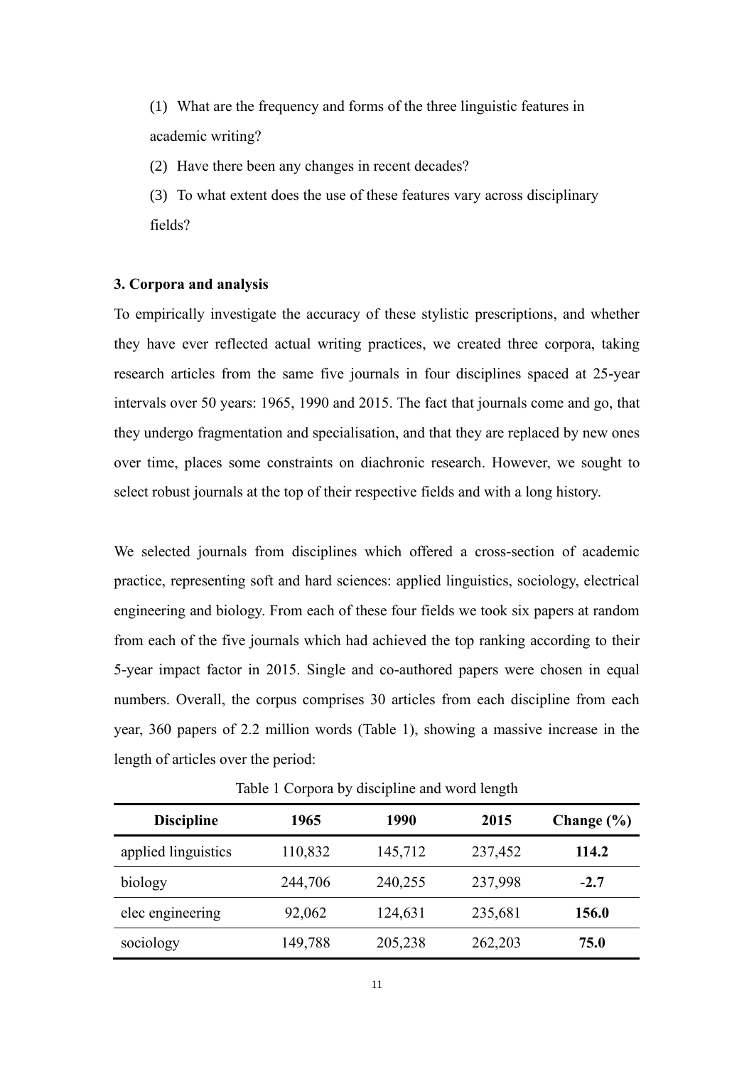(1) What are the frequency and forms of the three linguistic features in academic writing?

(2) Have there been any changes in recent decades?

(3) To what extent does the use of these features vary across disciplinary fields?

### 3. Corpora and analysis

To empirically investigate the accuracy of these stylistic prescriptions, and whether they have ever reflected actual writing practices, we created three corpora, taking research articles from the same five journals in four disciplines spaced at 25-year intervals over 50 years: 1965, 1990 and 2015. The fact that journals come and go, that they undergo fragmentation and specialisation, and that they are replaced by new ones over time, places some constraints on diachronic research. However, we sought to select robust journals at the top of their respective fields and with a long history.

We selected journals from disciplines which offered a cross-section of academic practice, representing soft and hard sciences: applied linguistics, sociology, electrical engineering and biology. From each of these four fields we took six papers at random from each of the five journals which had achieved the top ranking according to their 5-year impact factor in 2015. Single and co-authored papers were chosen in equal numbers. Overall, the corpus comprises 30 articles from each discipline from each year, 360 papers of 2.2 million words (Table 1), showing a massive increase in the length of articles over the period:

Table 1 Corpora by discipline and word length

| Discipline | 1965 | 1990 | 2015 | Change (%) |
|---|---|---|---|---|
| applied linguistics | 110,832 | 145,712 | 237,452 | **114.2** |
| biology | 244,706 | 240,255 | 237,998 | **-2.7** |
| elec engineering | 92,062 | 124,631 | 235,681 | **156.0** |
| sociology | 149,788 | 205,238 | 262,203 | **75.0** |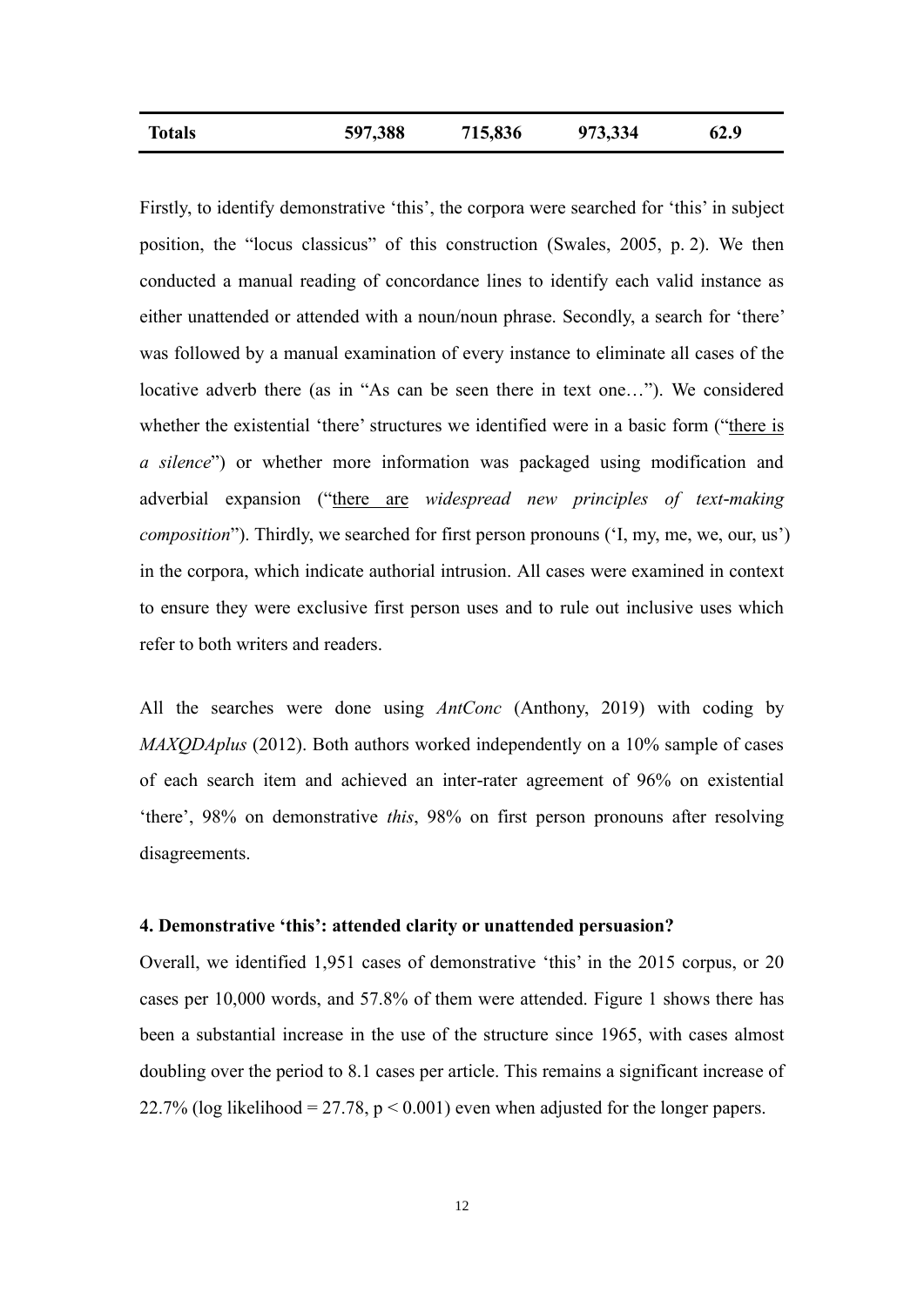| **Totals** | **597,388** | **715,836** | **973,334** | **62.9** |
|---|---|---|---|---|

Firstly, to identify demonstrative 'this', the corpora were searched for 'this' in subject position, the "locus classicus" of this construction (Swales, 2005, p. 2). We then conducted a manual reading of concordance lines to identify each valid instance as either unattended or attended with a noun/noun phrase. Secondly, a search for 'there' was followed by a manual examination of every instance to eliminate all cases of the locative adverb there (as in "As can be seen there in text one…"). We considered whether the existential 'there' structures we identified were in a basic form ("<u>there is</u> *a silence*") or whether more information was packaged using modification and adverbial expansion ("<u>there are</u> *widespread new principles of text-making composition*"). Thirdly, we searched for first person pronouns ('I, my, me, we, our, us') in the corpora, which indicate authorial intrusion. All cases were examined in context to ensure they were exclusive first person uses and to rule out inclusive uses which refer to both writers and readers.

All the searches were done using *AntConc* (Anthony, 2019) with coding by *MAXQDAplus* (2012). Both authors worked independently on a 10% sample of cases of each search item and achieved an inter-rater agreement of 96% on existential 'there', 98% on demonstrative *this*, 98% on first person pronouns after resolving disagreements.

#### 4. Demonstrative 'this': attended clarity or unattended persuasion?

Overall, we identified 1,951 cases of demonstrative 'this' in the 2015 corpus, or 20 cases per 10,000 words, and 57.8% of them were attended. Figure 1 shows there has been a substantial increase in the use of the structure since 1965, with cases almost doubling over the period to 8.1 cases per article. This remains a significant increase of 22.7% (log likelihood = 27.78, $p < 0.001$) even when adjusted for the longer papers.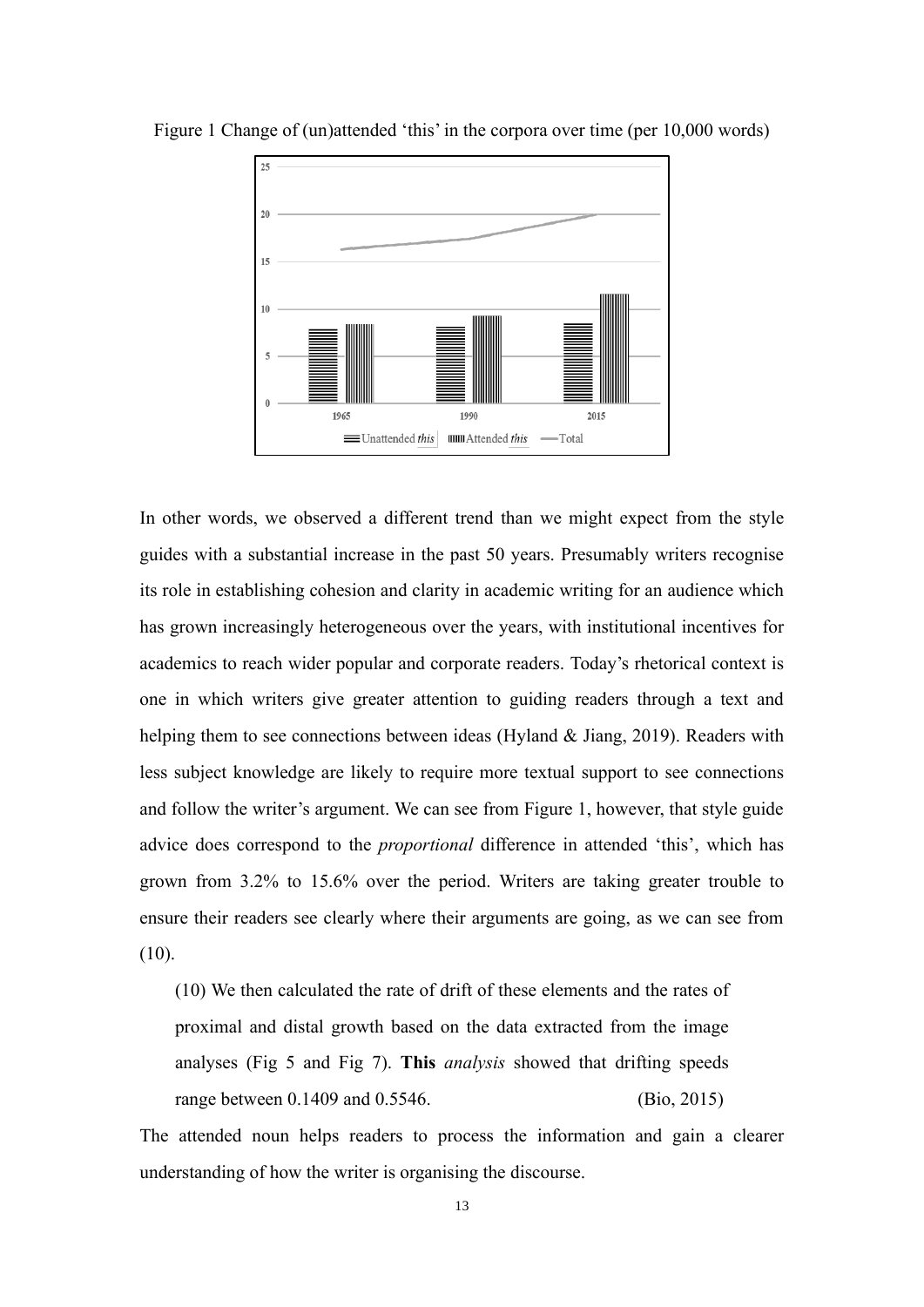Figure 1 Change of (un)attended 'this' in the corpora over time (per 10,000 words)

In other words, we observed a different trend than we might expect from the style guides with a substantial increase in the past 50 years. Presumably writers recognise its role in establishing cohesion and clarity in academic writing for an audience which has grown increasingly heterogeneous over the years, with institutional incentives for academics to reach wider popular and corporate readers. Today's rhetorical context is one in which writers give greater attention to guiding readers through a text and helping them to see connections between ideas (Hyland & Jiang, 2019). Readers with less subject knowledge are likely to require more textual support to see connections and follow the writer's argument. We can see from Figure 1, however, that style guide advice does correspond to the *proportional* difference in attended 'this', which has grown from 3.2% to 15.6% over the period. Writers are taking greater trouble to ensure their readers see clearly where their arguments are going, as we can see from (10).

> (10) We then calculated the rate of drift of these elements and the rates of proximal and distal growth based on the data extracted from the image analyses (Fig 5 and Fig 7). **This** *analysis* showed that drifting speeds range between 0.1409 and 0.5546. (Bio, 2015)

The attended noun helps readers to process the information and gain a clearer understanding of how the writer is organising the discourse.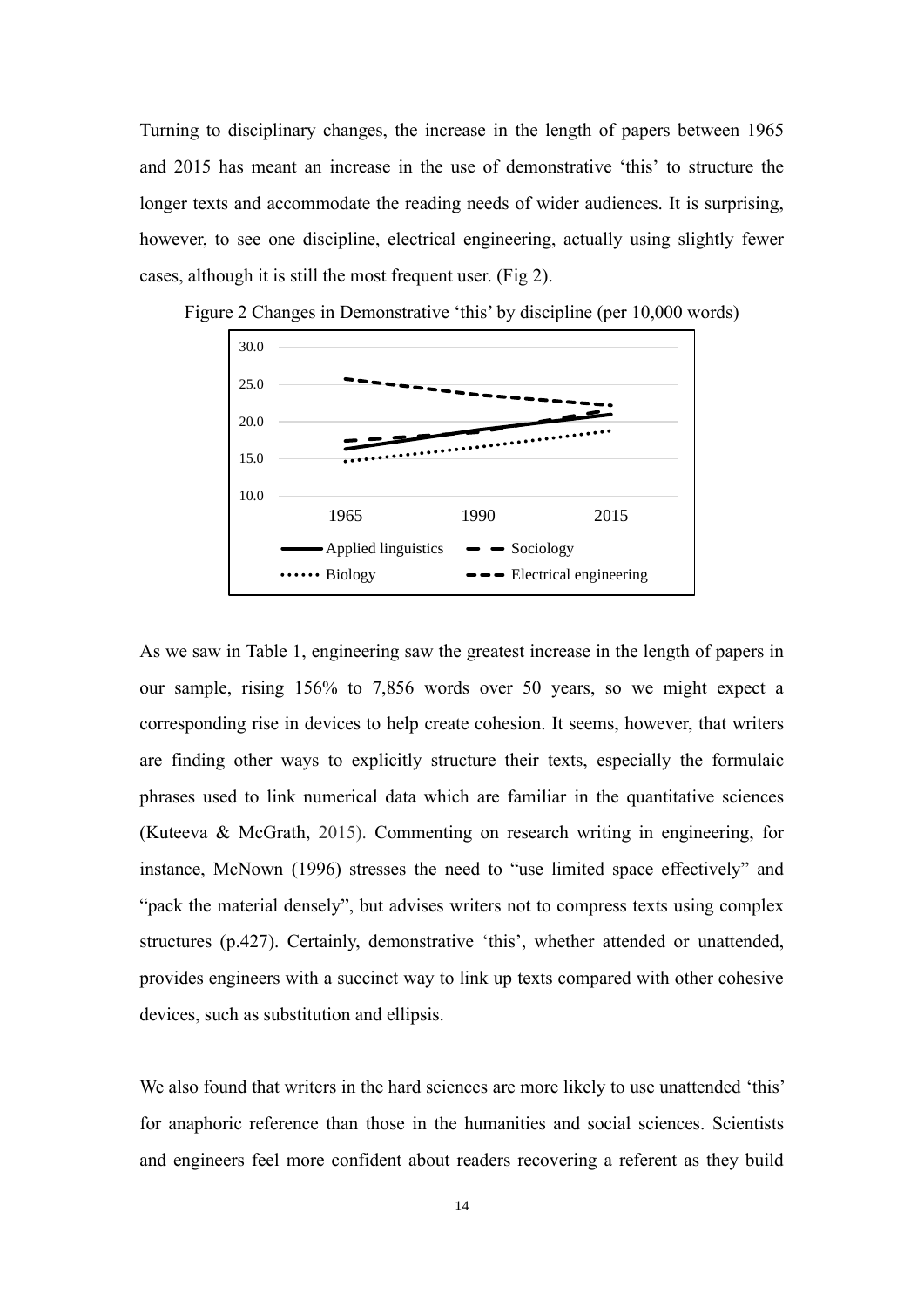Turning to disciplinary changes, the increase in the length of papers between 1965 and 2015 has meant an increase in the use of demonstrative 'this' to structure the longer texts and accommodate the reading needs of wider audiences. It is surprising, however, to see one discipline, electrical engineering, actually using slightly fewer cases, although it is still the most frequent user. (Fig 2).

Figure 2 Changes in Demonstrative 'this' by discipline (per 10,000 words)

As we saw in Table 1, engineering saw the greatest increase in the length of papers in our sample, rising 156% to 7,856 words over 50 years, so we might expect a corresponding rise in devices to help create cohesion. It seems, however, that writers are finding other ways to explicitly structure their texts, especially the formulaic phrases used to link numerical data which are familiar in the quantitative sciences (Kuteeva & McGrath, 2015). Commenting on research writing in engineering, for instance, McNown (1996) stresses the need to "use limited space effectively" and "pack the material densely", but advises writers not to compress texts using complex structures (p.427). Certainly, demonstrative 'this', whether attended or unattended, provides engineers with a succinct way to link up texts compared with other cohesive devices, such as substitution and ellipsis.

We also found that writers in the hard sciences are more likely to use unattended 'this' for anaphoric reference than those in the humanities and social sciences. Scientists and engineers feel more confident about readers recovering a referent as they build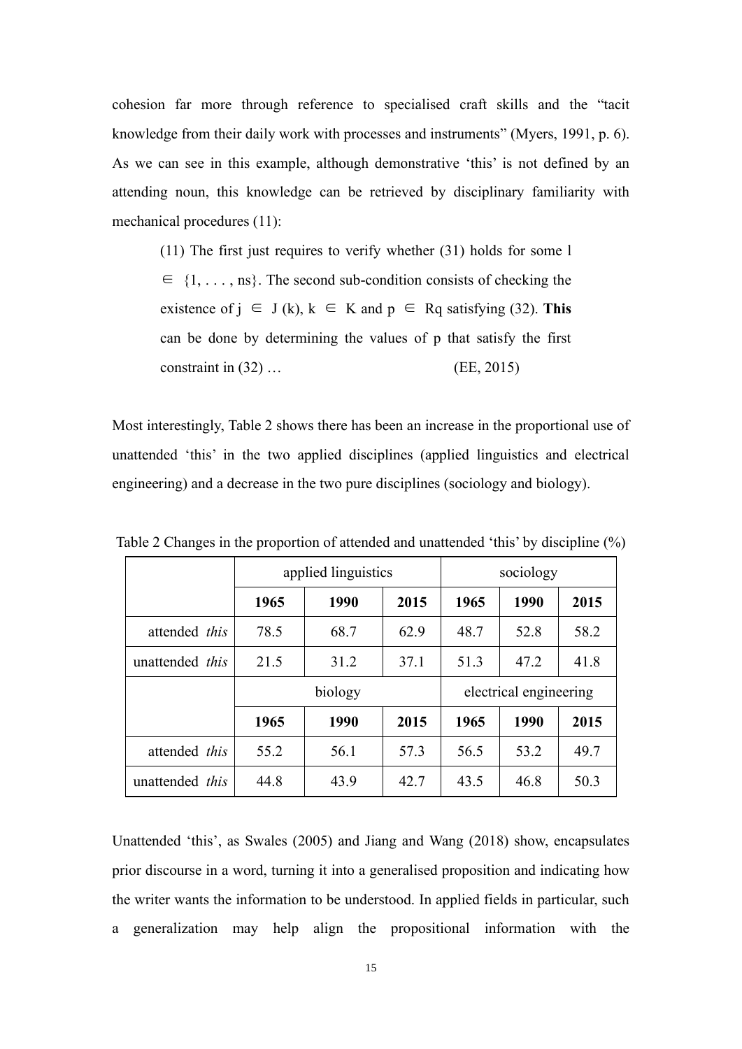cohesion far more through reference to specialised craft skills and the "tacit knowledge from their daily work with processes and instruments" (Myers, 1991, p. 6). As we can see in this example, although demonstrative 'this' is not defined by an attending noun, this knowledge can be retrieved by disciplinary familiarity with mechanical procedures (11):

> (11) The first just requires to verify whether (31) holds for some $l \in \{1, \ldots, ns\}$. The second sub-condition consists of checking the existence of $j \in J(k)$, $k \in K$ and $p \in Rq$ satisfying (32). **This** can be done by determining the values of p that satisfy the first constraint in (32) … (EE, 2015)

Most interestingly, Table 2 shows there has been an increase in the proportional use of unattended 'this' in the two applied disciplines (applied linguistics and electrical engineering) and a decrease in the two pure disciplines (sociology and biology).

Table 2 Changes in the proportion of attended and unattended 'this' by discipline (%)

| | applied linguistics | | | sociology | | |
|---|---|---|---|---|---|---|
| | **1965** | **1990** | **2015** | **1965** | **1990** | **2015** |
| attended *this* | 78.5 | 68.7 | 62.9 | 48.7 | 52.8 | 58.2 |
| unattended *this* | 21.5 | 31.2 | 37.1 | 51.3 | 47.2 | 41.8 |
| | biology | | | electrical engineering | | |
| | **1965** | **1990** | **2015** | **1965** | **1990** | **2015** |
| attended *this* | 55.2 | 56.1 | 57.3 | 56.5 | 53.2 | 49.7 |
| unattended *this* | 44.8 | 43.9 | 42.7 | 43.5 | 46.8 | 50.3 |

Unattended 'this', as Swales (2005) and Jiang and Wang (2018) show, encapsulates prior discourse in a word, turning it into a generalised proposition and indicating how the writer wants the information to be understood. In applied fields in particular, such a generalization may help align the propositional information with the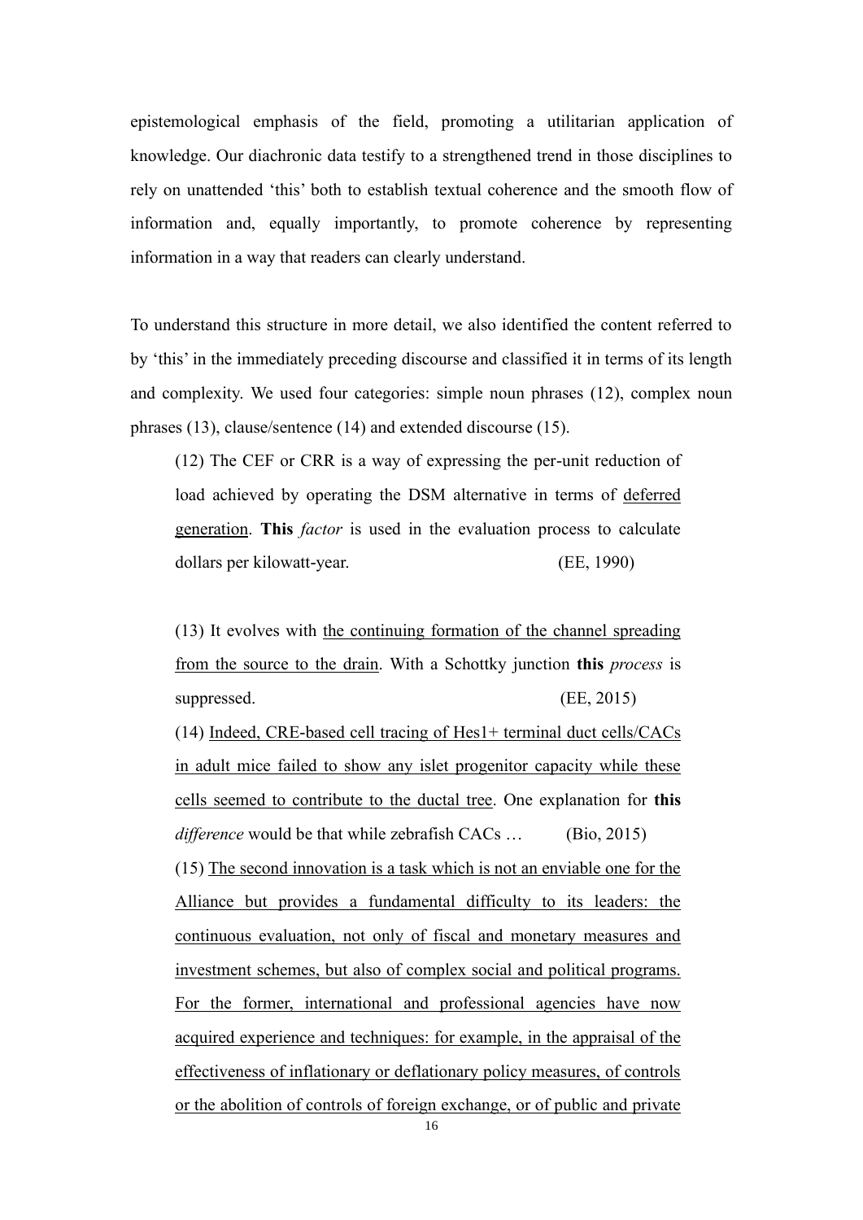epistemological emphasis of the field, promoting a utilitarian application of knowledge. Our diachronic data testify to a strengthened trend in those disciplines to rely on unattended 'this' both to establish textual coherence and the smooth flow of information and, equally importantly, to promote coherence by representing information in a way that readers can clearly understand.

To understand this structure in more detail, we also identified the content referred to by 'this' in the immediately preceding discourse and classified it in terms of its length and complexity. We used four categories: simple noun phrases (12), complex noun phrases (13), clause/sentence (14) and extended discourse (15).

> (12) The CEF or CRR is a way of expressing the per-unit reduction of load achieved by operating the DSM alternative in terms of <u>deferred generation</u>. **This** *factor* is used in the evaluation process to calculate dollars per kilowatt-year. (EE, 1990)

> (13) It evolves with <u>the continuing formation of the channel spreading from the source to the drain</u>. With a Schottky junction **this** *process* is suppressed. (EE, 2015)

> (14) <u>Indeed, CRE-based cell tracing of Hes1+ terminal duct cells/CACs in adult mice failed to show any islet progenitor capacity while these cells seemed to contribute to the ductal tree</u>. One explanation for **this** *difference* would be that while zebrafish CACs … (Bio, 2015)

> (15) <u>The second innovation is a task which is not an enviable one for the Alliance but provides a fundamental difficulty to its leaders: the continuous evaluation, not only of fiscal and monetary measures and investment schemes, but also of complex social and political programs. For the former, international and professional agencies have now acquired experience and techniques: for example, in the appraisal of the effectiveness of inflationary or deflationary policy measures, of controls or the abolition of controls of foreign exchange, or of public and private</u>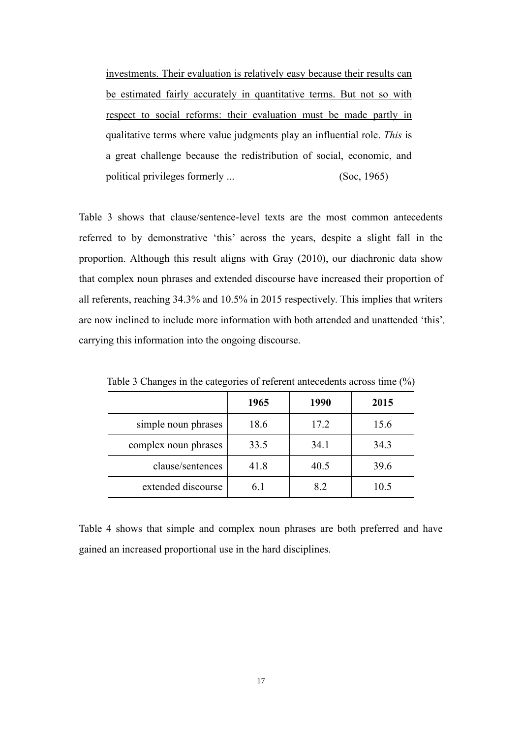investments. Their evaluation is relatively easy because their results can be estimated fairly accurately in quantitative terms. But not so with respect to social reforms: their evaluation must be made partly in qualitative terms where value judgments play an influential role. *This* is a great challenge because the redistribution of social, economic, and political privileges formerly ... (Soc, 1965)

Table 3 shows that clause/sentence-level texts are the most common antecedents referred to by demonstrative 'this' across the years, despite a slight fall in the proportion. Although this result aligns with Gray (2010), our diachronic data show that complex noun phrases and extended discourse have increased their proportion of all referents, reaching 34.3% and 10.5% in 2015 respectively. This implies that writers are now inclined to include more information with both attended and unattended 'this', carrying this information into the ongoing discourse.

Table 3 Changes in the categories of referent antecedents across time (%)

| | 1965 | 1990 | 2015 |
|---|---|---|---|
| simple noun phrases | 18.6 | 17.2 | 15.6 |
| complex noun phrases | 33.5 | 34.1 | 34.3 |
| clause/sentences | 41.8 | 40.5 | 39.6 |
| extended discourse | 6.1 | 8.2 | 10.5 |

Table 4 shows that simple and complex noun phrases are both preferred and have gained an increased proportional use in the hard disciplines.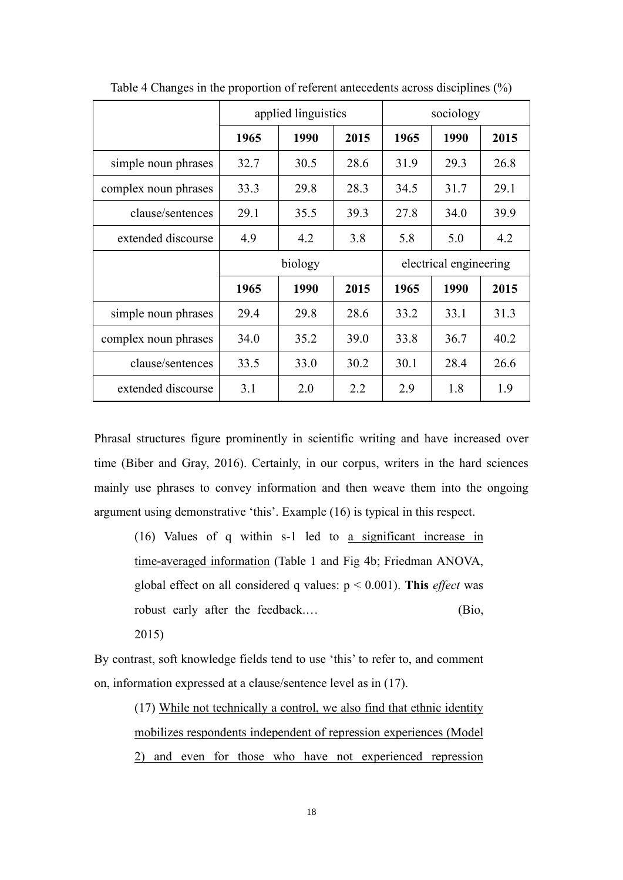Table 4 Changes in the proportion of referent antecedents across disciplines (%)

| | applied linguistics | | | sociology | | |
|---|---|---|---|---|---|---|
| | **1965** | **1990** | **2015** | **1965** | **1990** | **2015** |
| simple noun phrases | 32.7 | 30.5 | 28.6 | 31.9 | 29.3 | 26.8 |
| complex noun phrases | 33.3 | 29.8 | 28.3 | 34.5 | 31.7 | 29.1 |
| clause/sentences | 29.1 | 35.5 | 39.3 | 27.8 | 34.0 | 39.9 |
| extended discourse | 4.9 | 4.2 | 3.8 | 5.8 | 5.0 | 4.2 |
| | biology | | | electrical engineering | | |
| | **1965** | **1990** | **2015** | **1965** | **1990** | **2015** |
| simple noun phrases | 29.4 | 29.8 | 28.6 | 33.2 | 33.1 | 31.3 |
| complex noun phrases | 34.0 | 35.2 | 39.0 | 33.8 | 36.7 | 40.2 |
| clause/sentences | 33.5 | 33.0 | 30.2 | 30.1 | 28.4 | 26.6 |
| extended discourse | 3.1 | 2.0 | 2.2 | 2.9 | 1.8 | 1.9 |

Phrasal structures figure prominently in scientific writing and have increased over time (Biber and Gray, 2016). Certainly, in our corpus, writers in the hard sciences mainly use phrases to convey information and then weave them into the ongoing argument using demonstrative 'this'. Example (16) is typical in this respect.

> (16) Values of q within s-1 led to <u>a significant increase in time-averaged information</u> (Table 1 and Fig 4b; Friedman ANOVA, global effect on all considered q values: $p < 0.001$). **This** *effect* was robust early after the feedback.… (Bio, 2015)

By contrast, soft knowledge fields tend to use 'this' to refer to, and comment on, information expressed at a clause/sentence level as in (17).

> (17) <u>While not technically a control, we also find that ethnic identity mobilizes respondents independent of repression experiences (Model 2) and even for those who have not experienced repression</u>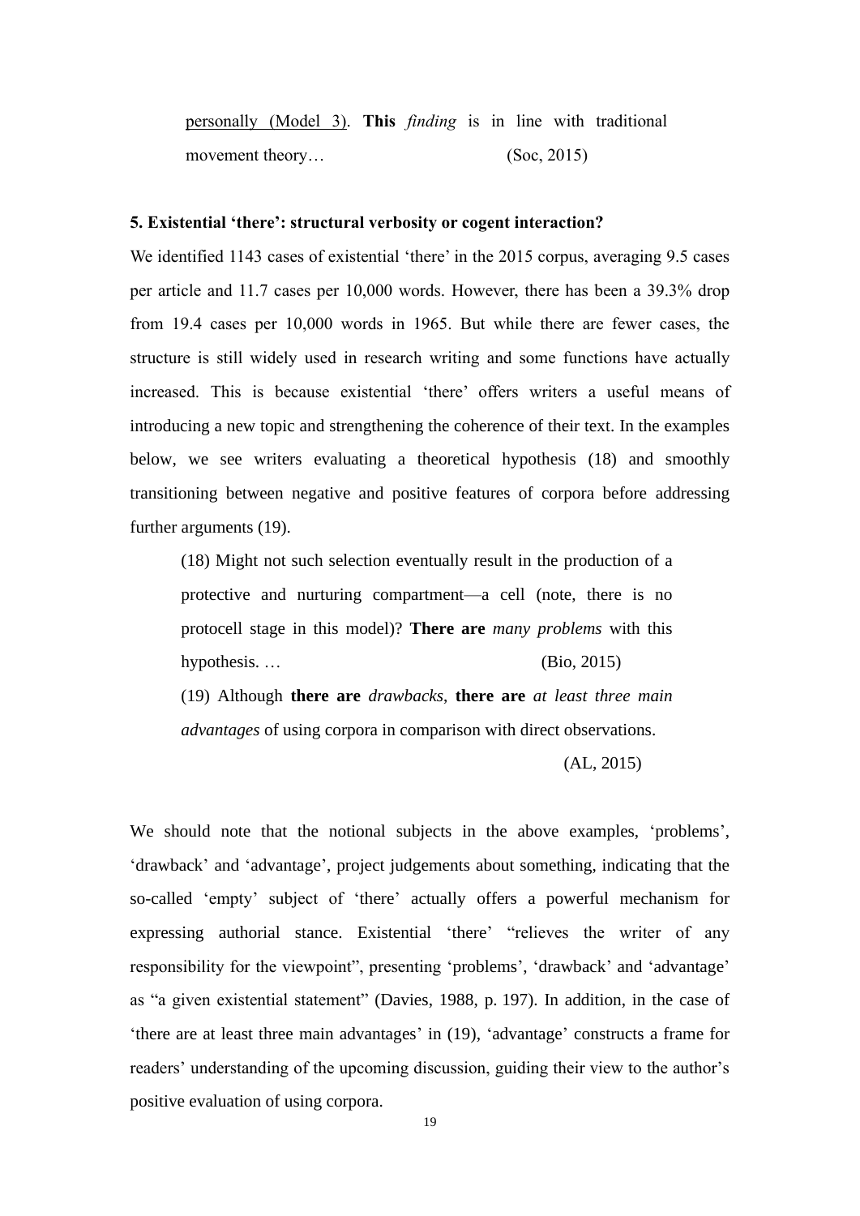personally (Model 3). **This** *finding* is in line with traditional movement theory… (Soc, 2015)

### 5. Existential 'there': structural verbosity or cogent interaction?

We identified 1143 cases of existential 'there' in the 2015 corpus, averaging 9.5 cases per article and 11.7 cases per 10,000 words. However, there has been a 39.3% drop from 19.4 cases per 10,000 words in 1965. But while there are fewer cases, the structure is still widely used in research writing and some functions have actually increased. This is because existential 'there' offers writers a useful means of introducing a new topic and strengthening the coherence of their text. In the examples below, we see writers evaluating a theoretical hypothesis (18) and smoothly transitioning between negative and positive features of corpora before addressing further arguments (19).

> (18) Might not such selection eventually result in the production of a protective and nurturing compartment—a cell (note, there is no protocell stage in this model)? **There are** *many problems* with this hypothesis. … (Bio, 2015)
>
> (19) Although **there are** *drawbacks*, **there are** *at least three main advantages* of using corpora in comparison with direct observations. (AL, 2015)

We should note that the notional subjects in the above examples, 'problems', 'drawback' and 'advantage', project judgements about something, indicating that the so-called 'empty' subject of 'there' actually offers a powerful mechanism for expressing authorial stance. Existential 'there' "relieves the writer of any responsibility for the viewpoint", presenting 'problems', 'drawback' and 'advantage' as "a given existential statement" (Davies, 1988, p. 197). In addition, in the case of 'there are at least three main advantages' in (19), 'advantage' constructs a frame for readers' understanding of the upcoming discussion, guiding their view to the author's positive evaluation of using corpora.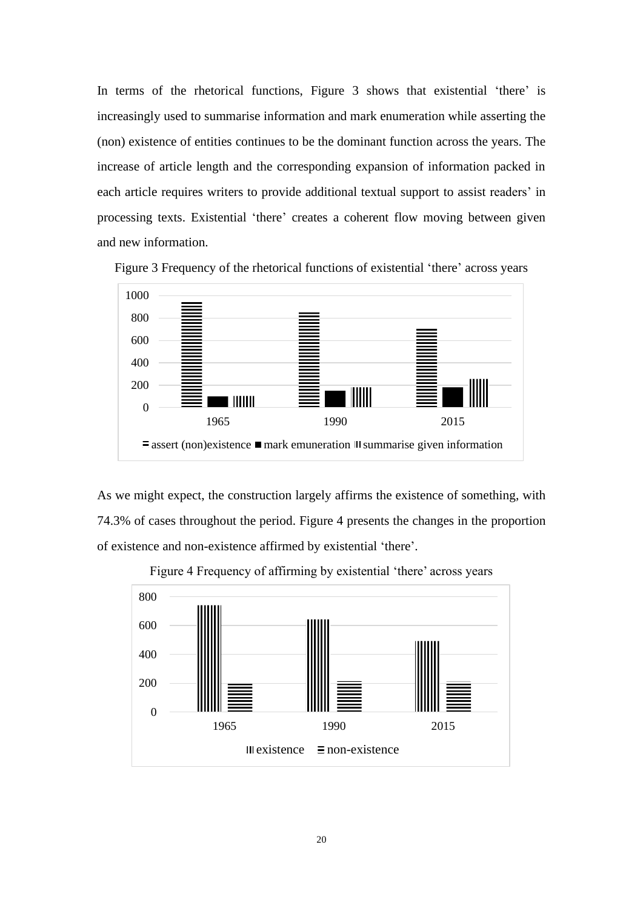In terms of the rhetorical functions, Figure 3 shows that existential 'there' is increasingly used to summarise information and mark enumeration while asserting the (non) existence of entities continues to be the dominant function across the years. The increase of article length and the corresponding expansion of information packed in each article requires writers to provide additional textual support to assist readers' in processing texts. Existential 'there' creates a coherent flow moving between given and new information.

Figure 3 Frequency of the rhetorical functions of existential 'there' across years

As we might expect, the construction largely affirms the existence of something, with 74.3% of cases throughout the period. Figure 4 presents the changes in the proportion of existence and non-existence affirmed by existential 'there'.

Figure 4 Frequency of affirming by existential 'there' across years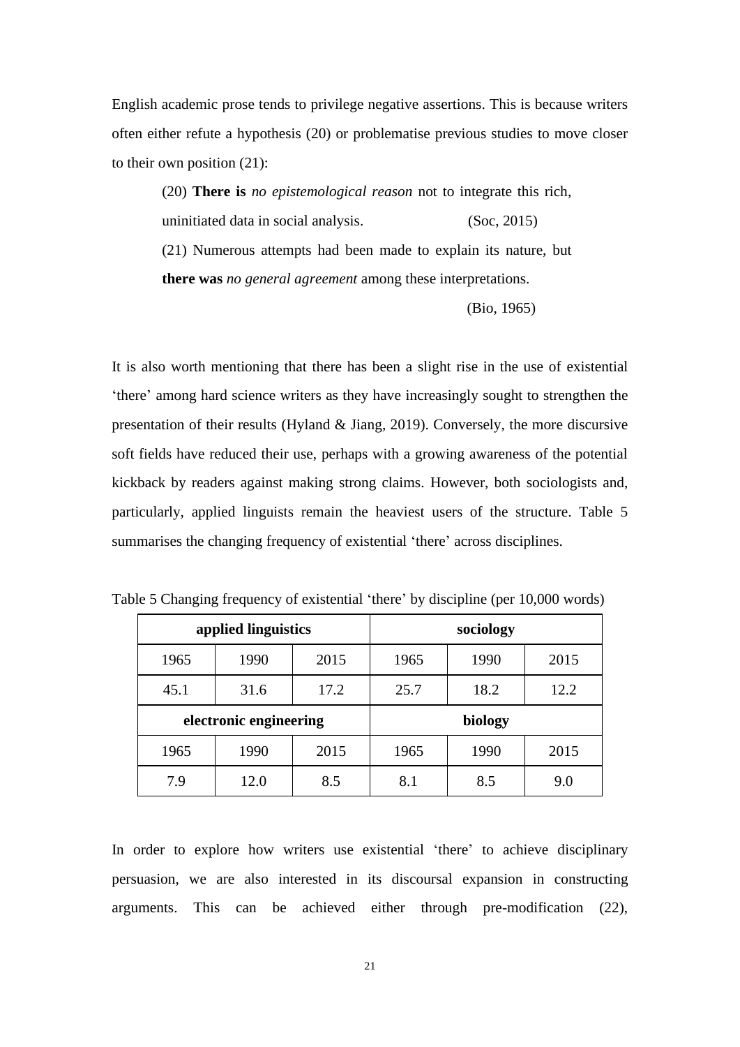English academic prose tends to privilege negative assertions. This is because writers often either refute a hypothesis (20) or problematise previous studies to move closer to their own position (21):

> (20) **There is** *no epistemological reason* not to integrate this rich, uninitiated data in social analysis. (Soc, 2015)
>
> (21) Numerous attempts had been made to explain its nature, but **there was** *no general agreement* among these interpretations. (Bio, 1965)

It is also worth mentioning that there has been a slight rise in the use of existential 'there' among hard science writers as they have increasingly sought to strengthen the presentation of their results (Hyland & Jiang, 2019). Conversely, the more discursive soft fields have reduced their use, perhaps with a growing awareness of the potential kickback by readers against making strong claims. However, both sociologists and, particularly, applied linguists remain the heaviest users of the structure. Table 5 summarises the changing frequency of existential 'there' across disciplines.

Table 5 Changing frequency of existential 'there' by discipline (per 10,000 words)

| **applied linguistics** | | | **sociology** | | |
|---|---|---|---|---|---|
| 1965 | 1990 | 2015 | 1965 | 1990 | 2015 |
| 45.1 | 31.6 | 17.2 | 25.7 | 18.2 | 12.2 |
| **electronic engineering** | | | **biology** | | |
| 1965 | 1990 | 2015 | 1965 | 1990 | 2015 |
| 7.9 | 12.0 | 8.5 | 8.1 | 8.5 | 9.0 |

In order to explore how writers use existential 'there' to achieve disciplinary persuasion, we are also interested in its discoursal expansion in constructing arguments. This can be achieved either through pre-modification (22),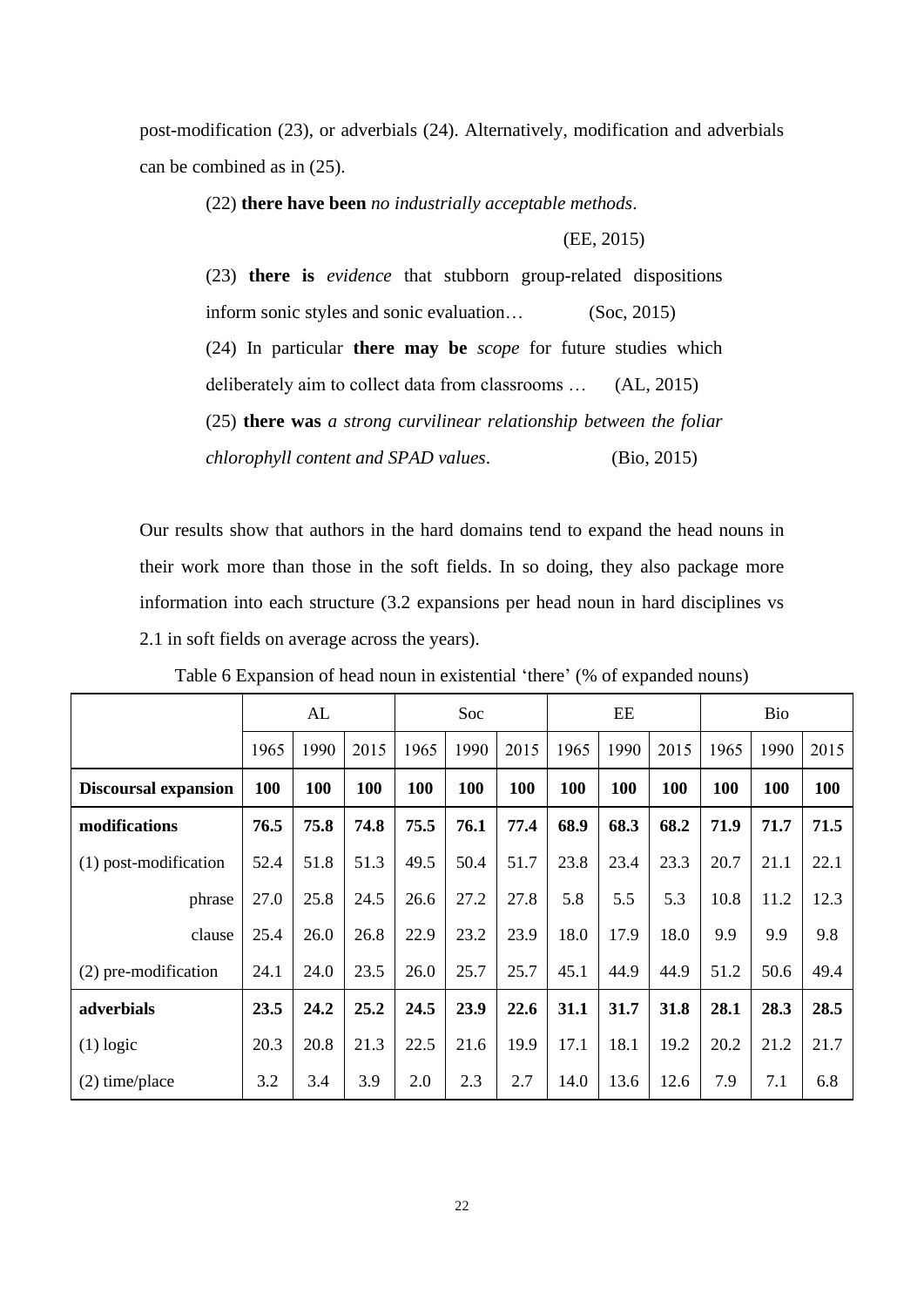post-modification (23), or adverbials (24). Alternatively, modification and adverbials can be combined as in (25).

> (22) **there have been** *no industrially acceptable methods*. (EE, 2015)
>
> (23) **there is** *evidence* that stubborn group-related dispositions inform sonic styles and sonic evaluation… (Soc, 2015)
>
> (24) In particular **there may be** *scope* for future studies which deliberately aim to collect data from classrooms … (AL, 2015)
>
> (25) **there was** *a strong curvilinear relationship between the foliar chlorophyll content and SPAD values*. (Bio, 2015)

Our results show that authors in the hard domains tend to expand the head nouns in their work more than those in the soft fields. In so doing, they also package more information into each structure (3.2 expansions per head noun in hard disciplines vs 2.1 in soft fields on average across the years).

Table 6 Expansion of head noun in existential 'there' (% of expanded nouns)

| | AL | | | Soc | | | EE | | | Bio | | |
|---|---|---|---|---|---|---|---|---|---|---|---|---|
| | 1965 | 1990 | 2015 | 1965 | 1990 | 2015 | 1965 | 1990 | 2015 | 1965 | 1990 | 2015 |
| **Discoursal expansion** | **100** | **100** | **100** | **100** | **100** | **100** | **100** | **100** | **100** | **100** | **100** | **100** |
| **modifications** | **76.5** | **75.8** | **74.8** | **75.5** | **76.1** | **77.4** | **68.9** | **68.3** | **68.2** | **71.9** | **71.7** | **71.5** |
| (1) post-modification | 52.4 | 51.8 | 51.3 | 49.5 | 50.4 | 51.7 | 23.8 | 23.4 | 23.3 | 20.7 | 21.1 | 22.1 |
| phrase | 27.0 | 25.8 | 24.5 | 26.6 | 27.2 | 27.8 | 5.8 | 5.5 | 5.3 | 10.8 | 11.2 | 12.3 |
| clause | 25.4 | 26.0 | 26.8 | 22.9 | 23.2 | 23.9 | 18.0 | 17.9 | 18.0 | 9.9 | 9.9 | 9.8 |
| (2) pre-modification | 24.1 | 24.0 | 23.5 | 26.0 | 25.7 | 25.7 | 45.1 | 44.9 | 44.9 | 51.2 | 50.6 | 49.4 |
| **adverbials** | **23.5** | **24.2** | **25.2** | **24.5** | **23.9** | **22.6** | **31.1** | **31.7** | **31.8** | **28.1** | **28.3** | **28.5** |
| (1) logic | 20.3 | 20.8 | 21.3 | 22.5 | 21.6 | 19.9 | 17.1 | 18.1 | 19.2 | 20.2 | 21.2 | 21.7 |
| (2) time/place | 3.2 | 3.4 | 3.9 | 2.0 | 2.3 | 2.7 | 14.0 | 13.6 | 12.6 | 7.9 | 7.1 | 6.8 |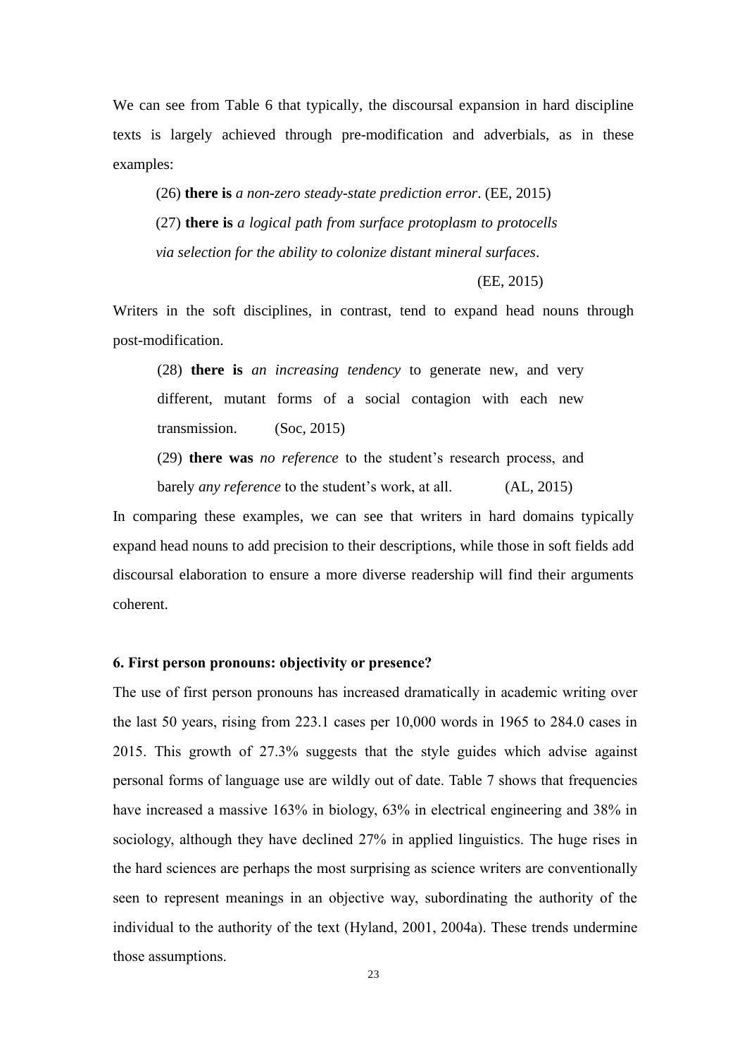We can see from Table 6 that typically, the discoursal expansion in hard discipline texts is largely achieved through pre-modification and adverbials, as in these examples:

> (26) **there is** *a non-zero steady-state prediction error*. (EE, 2015)
>
> (27) **there is** *a logical path from surface protoplasm to protocells via selection for the ability to colonize distant mineral surfaces*. (EE, 2015)

Writers in the soft disciplines, in contrast, tend to expand head nouns through post-modification.

> (28) **there is** *an increasing tendency* to generate new, and very different, mutant forms of a social contagion with each new transmission. (Soc, 2015)
>
> (29) **there was** *no reference* to the student's research process, and barely *any reference* to the student's work, at all. (AL, 2015)

In comparing these examples, we can see that writers in hard domains typically expand head nouns to add precision to their descriptions, while those in soft fields add discoursal elaboration to ensure a more diverse readership will find their arguments coherent.

### 6. First person pronouns: objectivity or presence?

The use of first person pronouns has increased dramatically in academic writing over the last 50 years, rising from 223.1 cases per 10,000 words in 1965 to 284.0 cases in 2015. This growth of 27.3% suggests that the style guides which advise against personal forms of language use are wildly out of date. Table 7 shows that frequencies have increased a massive 163% in biology, 63% in electrical engineering and 38% in sociology, although they have declined 27% in applied linguistics. The huge rises in the hard sciences are perhaps the most surprising as science writers are conventionally seen to represent meanings in an objective way, subordinating the authority of the individual to the authority of the text (Hyland, 2001, 2004a). These trends undermine those assumptions.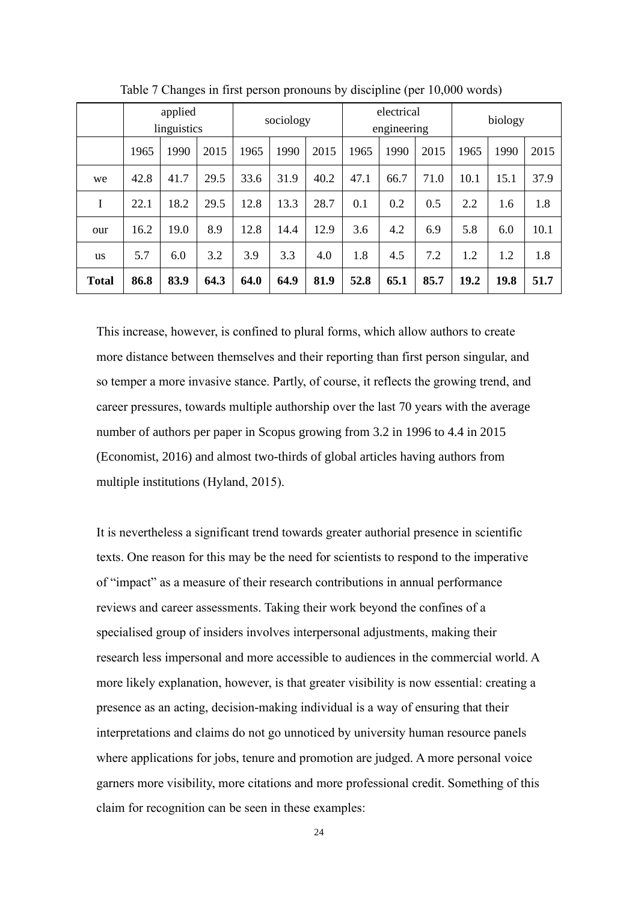Table 7 Changes in first person pronouns by discipline (per 10,000 words)

| | applied linguistics | | | sociology | | | electrical engineering | | | biology | | |
|---|---|---|---|---|---|---|---|---|---|---|---|---|
| | 1965 | 1990 | 2015 | 1965 | 1990 | 2015 | 1965 | 1990 | 2015 | 1965 | 1990 | 2015 |
| we | 42.8 | 41.7 | 29.5 | 33.6 | 31.9 | 40.2 | 47.1 | 66.7 | 71.0 | 10.1 | 15.1 | 37.9 |
| I | 22.1 | 18.2 | 29.5 | 12.8 | 13.3 | 28.7 | 0.1 | 0.2 | 0.5 | 2.2 | 1.6 | 1.8 |
| our | 16.2 | 19.0 | 8.9 | 12.8 | 14.4 | 12.9 | 3.6 | 4.2 | 6.9 | 5.8 | 6.0 | 10.1 |
| us | 5.7 | 6.0 | 3.2 | 3.9 | 3.3 | 4.0 | 1.8 | 4.5 | 7.2 | 1.2 | 1.2 | 1.8 |
| **Total** | **86.8** | **83.9** | **64.3** | **64.0** | **64.9** | **81.9** | **52.8** | **65.1** | **85.7** | **19.2** | **19.8** | **51.7** |

This increase, however, is confined to plural forms, which allow authors to create more distance between themselves and their reporting than first person singular, and so temper a more invasive stance. Partly, of course, it reflects the growing trend, and career pressures, towards multiple authorship over the last 70 years with the average number of authors per paper in Scopus growing from 3.2 in 1996 to 4.4 in 2015 (Economist, 2016) and almost two-thirds of global articles having authors from multiple institutions (Hyland, 2015).

It is nevertheless a significant trend towards greater authorial presence in scientific texts. One reason for this may be the need for scientists to respond to the imperative of "impact" as a measure of their research contributions in annual performance reviews and career assessments. Taking their work beyond the confines of a specialised group of insiders involves interpersonal adjustments, making their research less impersonal and more accessible to audiences in the commercial world. A more likely explanation, however, is that greater visibility is now essential: creating a presence as an acting, decision-making individual is a way of ensuring that their interpretations and claims do not go unnoticed by university human resource panels where applications for jobs, tenure and promotion are judged. A more personal voice garners more visibility, more citations and more professional credit. Something of this claim for recognition can be seen in these examples: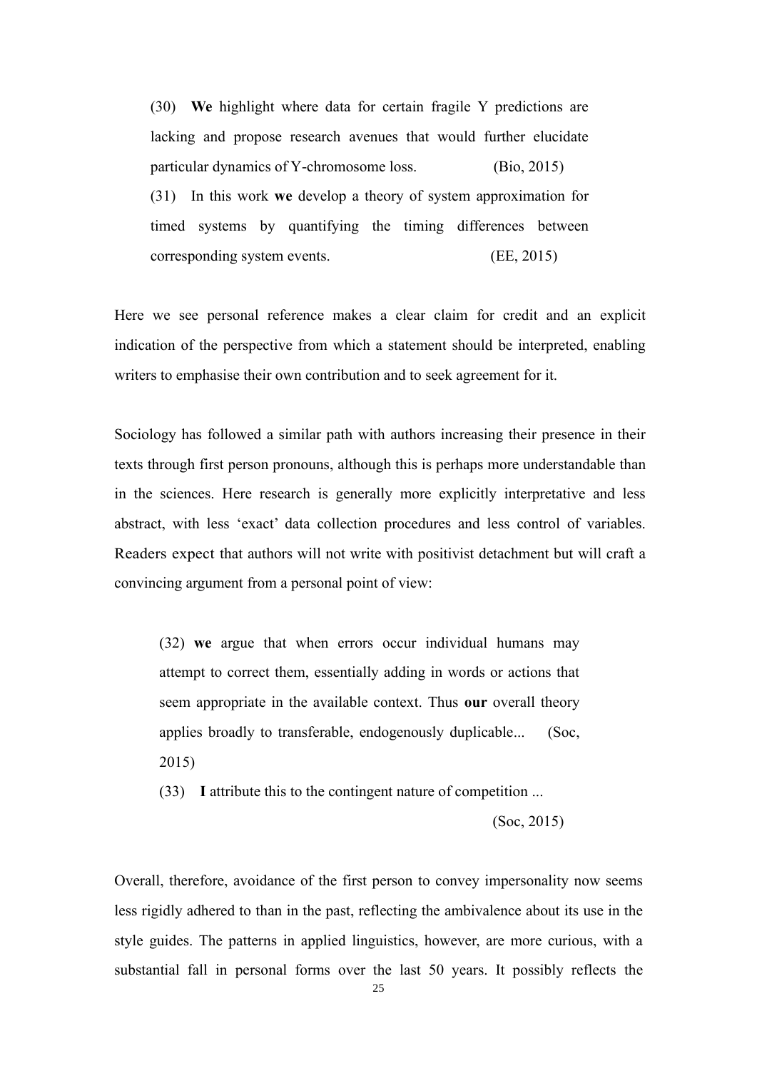(30) **We** highlight where data for certain fragile Y predictions are lacking and propose research avenues that would further elucidate particular dynamics of Y-chromosome loss. (Bio, 2015)

(31) In this work **we** develop a theory of system approximation for timed systems by quantifying the timing differences between corresponding system events. (EE, 2015)

Here we see personal reference makes a clear claim for credit and an explicit indication of the perspective from which a statement should be interpreted, enabling writers to emphasise their own contribution and to seek agreement for it.

Sociology has followed a similar path with authors increasing their presence in their texts through first person pronouns, although this is perhaps more understandable than in the sciences. Here research is generally more explicitly interpretative and less abstract, with less 'exact' data collection procedures and less control of variables. Readers expect that authors will not write with positivist detachment but will craft a convincing argument from a personal point of view:

(32) **we** argue that when errors occur individual humans may attempt to correct them, essentially adding in words or actions that seem appropriate in the available context. Thus **our** overall theory applies broadly to transferable, endogenously duplicable... (Soc, 2015)

(33) **I** attribute this to the contingent nature of competition ... (Soc, 2015)

Overall, therefore, avoidance of the first person to convey impersonality now seems less rigidly adhered to than in the past, reflecting the ambivalence about its use in the style guides. The patterns in applied linguistics, however, are more curious, with a substantial fall in personal forms over the last 50 years. It possibly reflects the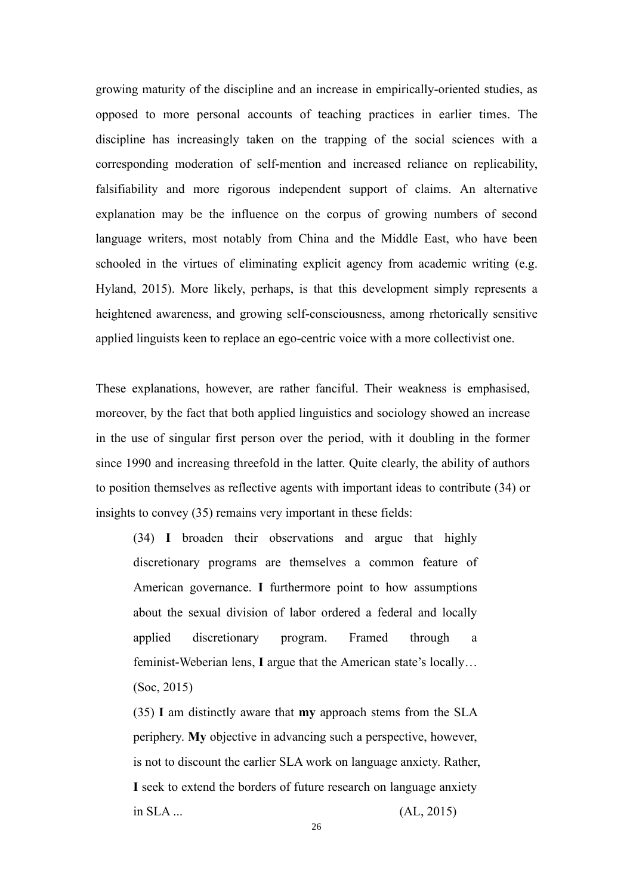growing maturity of the discipline and an increase in empirically-oriented studies, as opposed to more personal accounts of teaching practices in earlier times. The discipline has increasingly taken on the trapping of the social sciences with a corresponding moderation of self-mention and increased reliance on replicability, falsifiability and more rigorous independent support of claims. An alternative explanation may be the influence on the corpus of growing numbers of second language writers, most notably from China and the Middle East, who have been schooled in the virtues of eliminating explicit agency from academic writing (e.g. Hyland, 2015). More likely, perhaps, is that this development simply represents a heightened awareness, and growing self-consciousness, among rhetorically sensitive applied linguists keen to replace an ego-centric voice with a more collectivist one.

These explanations, however, are rather fanciful. Their weakness is emphasised, moreover, by the fact that both applied linguistics and sociology showed an increase in the use of singular first person over the period, with it doubling in the former since 1990 and increasing threefold in the latter. Quite clearly, the ability of authors to position themselves as reflective agents with important ideas to contribute (34) or insights to convey (35) remains very important in these fields:

> (34) **I** broaden their observations and argue that highly discretionary programs are themselves a common feature of American governance. **I** furthermore point to how assumptions about the sexual division of labor ordered a federal and locally applied discretionary program. Framed through a feminist-Weberian lens, **I** argue that the American state's locally… (Soc, 2015)
>
> (35) **I** am distinctly aware that **my** approach stems from the SLA periphery. **My** objective in advancing such a perspective, however, is not to discount the earlier SLA work on language anxiety. Rather, **I** seek to extend the borders of future research on language anxiety in SLA ... (AL, 2015)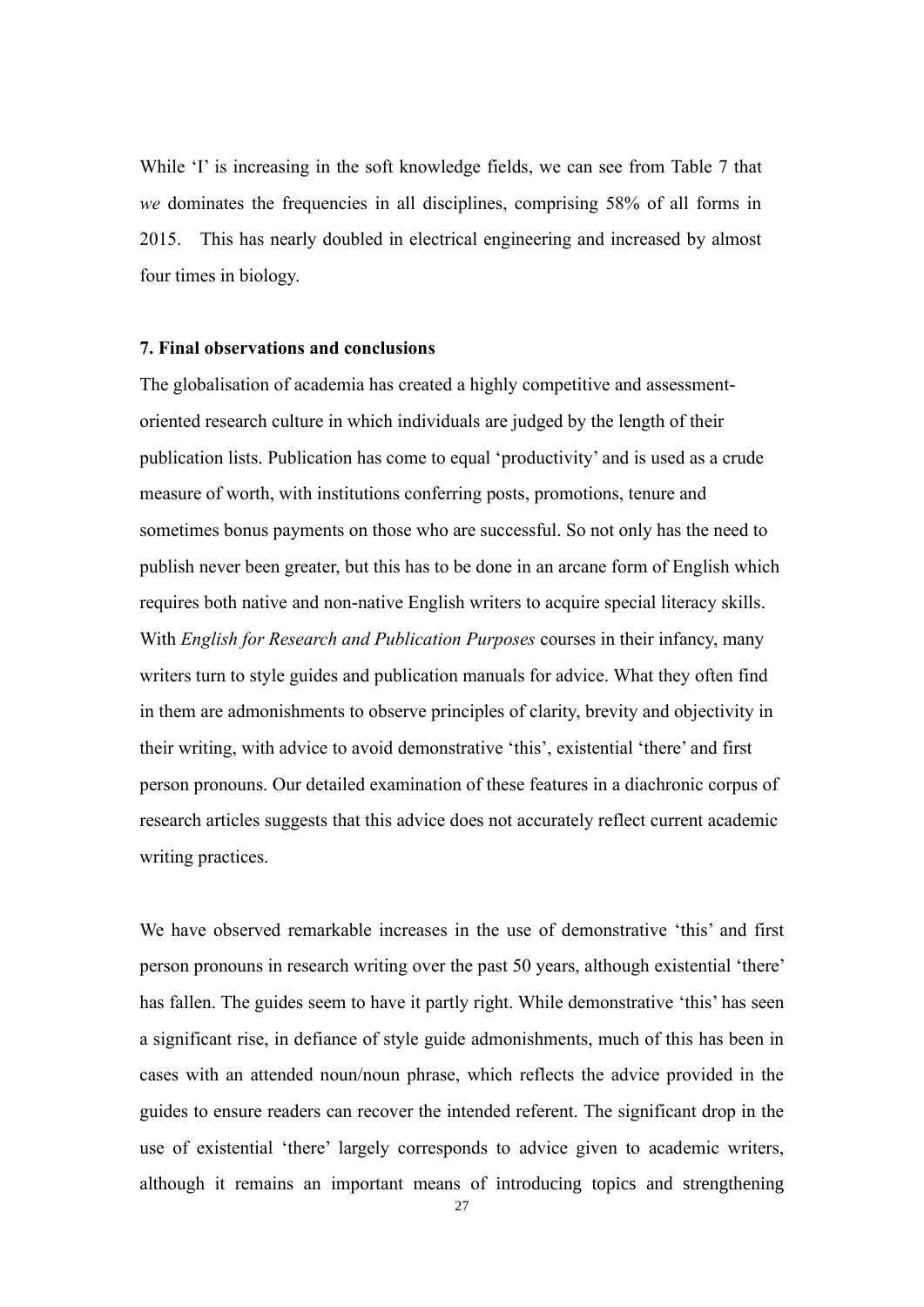While 'I' is increasing in the soft knowledge fields, we can see from Table 7 that *we* dominates the frequencies in all disciplines, comprising 58% of all forms in 2015. This has nearly doubled in electrical engineering and increased by almost four times in biology.

**7. Final observations and conclusions**

The globalisation of academia has created a highly competitive and assessment-oriented research culture in which individuals are judged by the length of their publication lists. Publication has come to equal 'productivity' and is used as a crude measure of worth, with institutions conferring posts, promotions, tenure and sometimes bonus payments on those who are successful. So not only has the need to publish never been greater, but this has to be done in an arcane form of English which requires both native and non-native English writers to acquire special literacy skills. With *English for Research and Publication Purposes* courses in their infancy, many writers turn to style guides and publication manuals for advice. What they often find in them are admonishments to observe principles of clarity, brevity and objectivity in their writing, with advice to avoid demonstrative 'this', existential 'there' and first person pronouns. Our detailed examination of these features in a diachronic corpus of research articles suggests that this advice does not accurately reflect current academic writing practices.

We have observed remarkable increases in the use of demonstrative 'this' and first person pronouns in research writing over the past 50 years, although existential 'there' has fallen. The guides seem to have it partly right. While demonstrative 'this' has seen a significant rise, in defiance of style guide admonishments, much of this has been in cases with an attended noun/noun phrase, which reflects the advice provided in the guides to ensure readers can recover the intended referent. The significant drop in the use of existential 'there' largely corresponds to advice given to academic writers, although it remains an important means of introducing topics and strengthening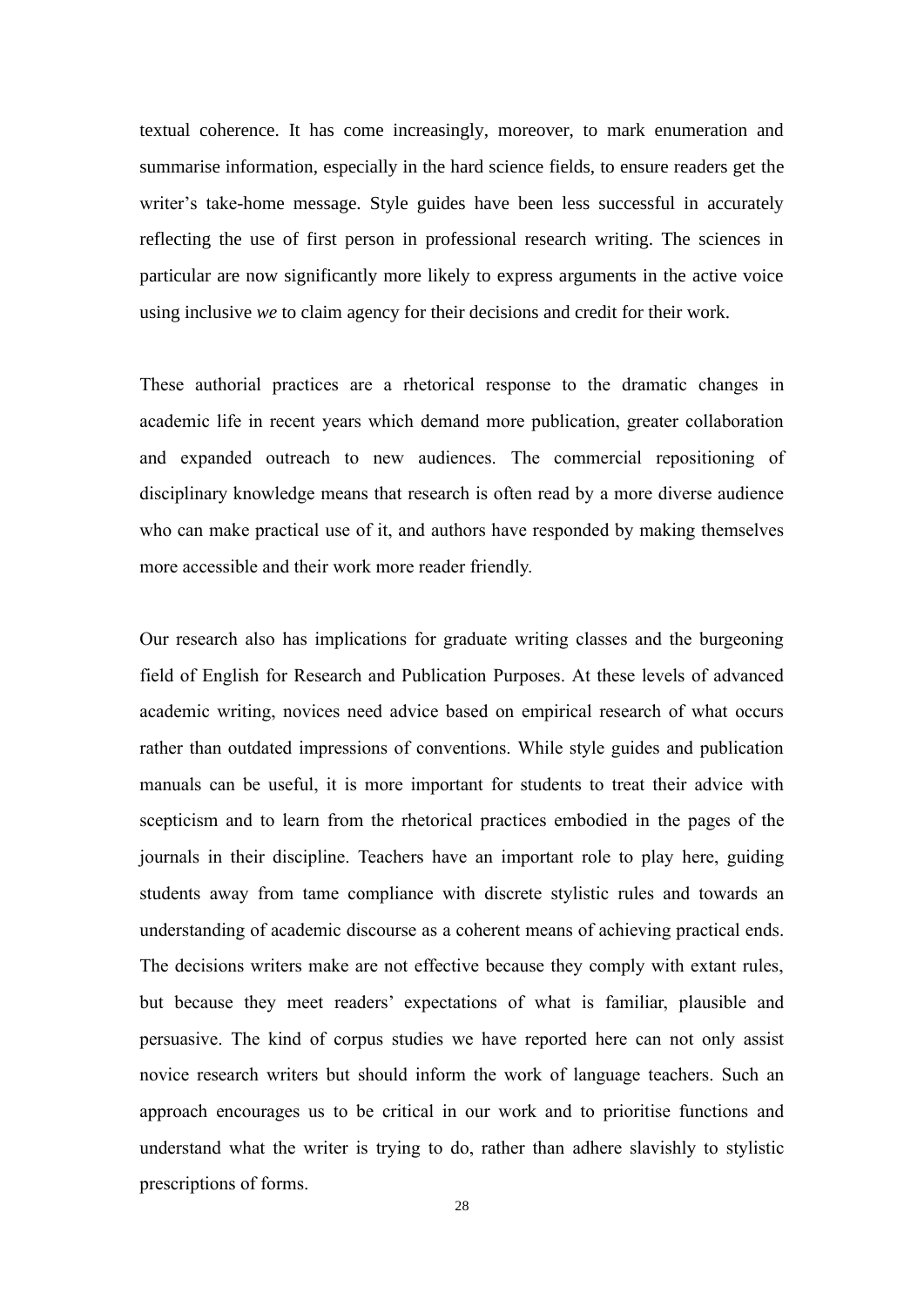textual coherence. It has come increasingly, moreover, to mark enumeration and summarise information, especially in the hard science fields, to ensure readers get the writer's take-home message. Style guides have been less successful in accurately reflecting the use of first person in professional research writing. The sciences in particular are now significantly more likely to express arguments in the active voice using inclusive *we* to claim agency for their decisions and credit for their work.

These authorial practices are a rhetorical response to the dramatic changes in academic life in recent years which demand more publication, greater collaboration and expanded outreach to new audiences. The commercial repositioning of disciplinary knowledge means that research is often read by a more diverse audience who can make practical use of it, and authors have responded by making themselves more accessible and their work more reader friendly.

Our research also has implications for graduate writing classes and the burgeoning field of English for Research and Publication Purposes. At these levels of advanced academic writing, novices need advice based on empirical research of what occurs rather than outdated impressions of conventions. While style guides and publication manuals can be useful, it is more important for students to treat their advice with scepticism and to learn from the rhetorical practices embodied in the pages of the journals in their discipline. Teachers have an important role to play here, guiding students away from tame compliance with discrete stylistic rules and towards an understanding of academic discourse as a coherent means of achieving practical ends. The decisions writers make are not effective because they comply with extant rules, but because they meet readers' expectations of what is familiar, plausible and persuasive. The kind of corpus studies we have reported here can not only assist novice research writers but should inform the work of language teachers. Such an approach encourages us to be critical in our work and to prioritise functions and understand what the writer is trying to do, rather than adhere slavishly to stylistic prescriptions of forms.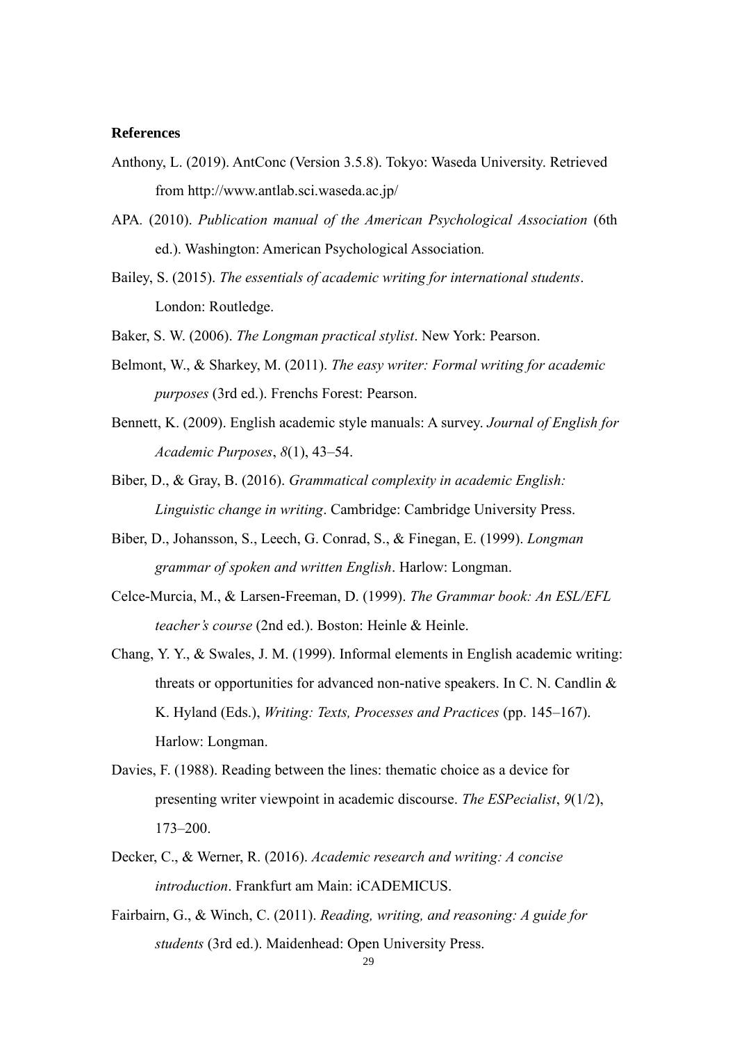**References**

Anthony, L. (2019). AntConc (Version 3.5.8). Tokyo: Waseda University. Retrieved from http://www.antlab.sci.waseda.ac.jp/

APA. (2010). *Publication manual of the American Psychological Association* (6th ed.). Washington: American Psychological Association.

Bailey, S. (2015). *The essentials of academic writing for international students*. London: Routledge.

Baker, S. W. (2006). *The Longman practical stylist*. New York: Pearson.

Belmont, W., & Sharkey, M. (2011). *The easy writer: Formal writing for academic purposes* (3rd ed.). Frenchs Forest: Pearson.

Bennett, K. (2009). English academic style manuals: A survey. *Journal of English for Academic Purposes*, *8*(1), 43–54.

Biber, D., & Gray, B. (2016). *Grammatical complexity in academic English: Linguistic change in writing*. Cambridge: Cambridge University Press.

Biber, D., Johansson, S., Leech, G. Conrad, S., & Finegan, E. (1999). *Longman grammar of spoken and written English*. Harlow: Longman.

Celce-Murcia, M., & Larsen-Freeman, D. (1999). *The Grammar book: An ESL/EFL teacher's course* (2nd ed.). Boston: Heinle & Heinle.

Chang, Y. Y., & Swales, J. M. (1999). Informal elements in English academic writing: threats or opportunities for advanced non-native speakers. In C. N. Candlin & K. Hyland (Eds.), *Writing: Texts, Processes and Practices* (pp. 145–167). Harlow: Longman.

Davies, F. (1988). Reading between the lines: thematic choice as a device for presenting writer viewpoint in academic discourse. *The ESPecialist*, *9*(1/2), 173–200.

Decker, C., & Werner, R. (2016). *Academic research and writing: A concise introduction*. Frankfurt am Main: iCADEMICUS.

Fairbairn, G., & Winch, C. (2011). *Reading, writing, and reasoning: A guide for students* (3rd ed.). Maidenhead: Open University Press.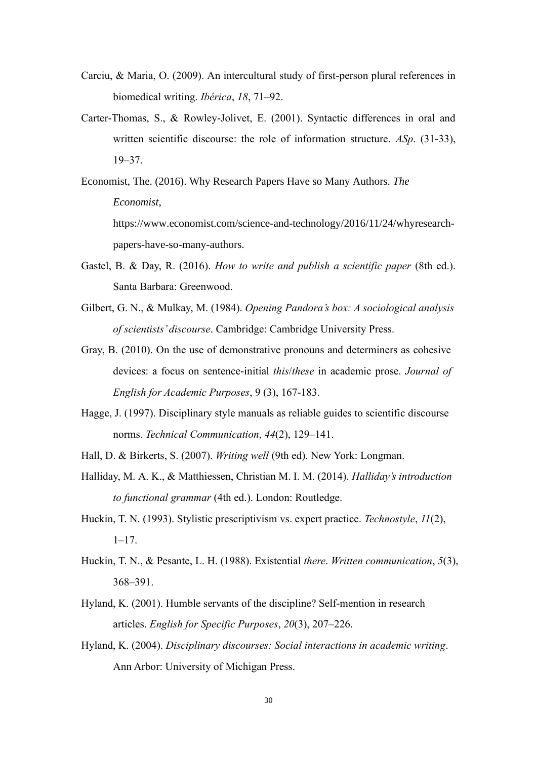Carciu, & Maria, O. (2009). An intercultural study of first-person plural references in biomedical writing. *Ibérica*, *18*, 71–92.

Carter-Thomas, S., & Rowley-Jolivet, E. (2001). Syntactic differences in oral and written scientific discourse: the role of information structure. *ASp*. (31-33), 19–37.

Economist, The. (2016). Why Research Papers Have so Many Authors. *The Economist*, https://www.economist.com/science-and-technology/2016/11/24/whyresearch-papers-have-so-many-authors.

Gastel, B. & Day, R. (2016). *How to write and publish a scientific paper* (8th ed.). Santa Barbara: Greenwood.

Gilbert, G. N., & Mulkay, M. (1984). *Opening Pandora's box: A sociological analysis of scientists' discourse*. Cambridge: Cambridge University Press.

Gray, B. (2010). On the use of demonstrative pronouns and determiners as cohesive devices: a focus on sentence-initial *this*/*these* in academic prose. *Journal of English for Academic Purposes*, 9 (3), 167-183.

Hagge, J. (1997). Disciplinary style manuals as reliable guides to scientific discourse norms. *Technical Communication*, *44*(2), 129–141.

Hall, D. & Birkerts, S. (2007). *Writing well* (9th ed). New York: Longman.

Halliday, M. A. K., & Matthiessen, Christian M. I. M. (2014). *Halliday's introduction to functional grammar* (4th ed.). London: Routledge.

Huckin, T. N. (1993). Stylistic prescriptivism vs. expert practice. *Technostyle*, *11*(2), 1–17.

Huckin, T. N., & Pesante, L. H. (1988). Existential *there*. *Written communication*, *5*(3), 368–391.

Hyland, K. (2001). Humble servants of the discipline? Self-mention in research articles. *English for Specific Purposes*, *20*(3), 207–226.

Hyland, K. (2004). *Disciplinary discourses: Social interactions in academic writing*. Ann Arbor: University of Michigan Press.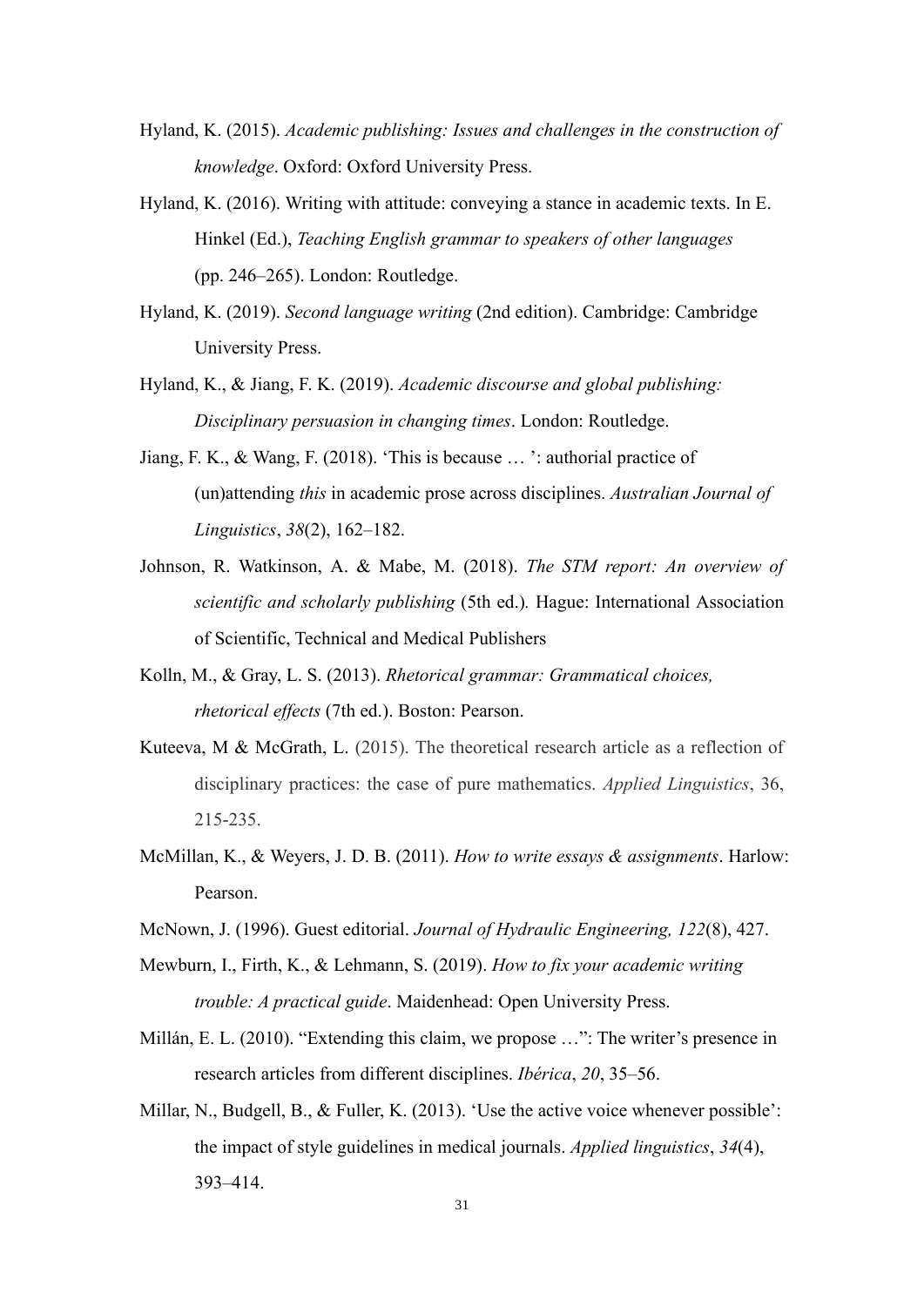Hyland, K. (2015). *Academic publishing: Issues and challenges in the construction of knowledge*. Oxford: Oxford University Press.

Hyland, K. (2016). Writing with attitude: conveying a stance in academic texts. In E. Hinkel (Ed.), *Teaching English grammar to speakers of other languages* (pp. 246–265). London: Routledge.

Hyland, K. (2019). *Second language writing* (2nd edition). Cambridge: Cambridge University Press.

Hyland, K., & Jiang, F. K. (2019). *Academic discourse and global publishing: Disciplinary persuasion in changing times*. London: Routledge.

Jiang, F. K., & Wang, F. (2018). 'This is because … ': authorial practice of (un)attending *this* in academic prose across disciplines. *Australian Journal of Linguistics*, *38*(2), 162–182.

Johnson, R. Watkinson, A. & Mabe, M. (2018). *The STM report: An overview of scientific and scholarly publishing* (5th ed.)*.* Hague: International Association of Scientific, Technical and Medical Publishers

Kolln, M., & Gray, L. S. (2013). *Rhetorical grammar: Grammatical choices, rhetorical effects* (7th ed.). Boston: Pearson.

Kuteeva, M & McGrath, L. (2015). The theoretical research article as a reflection of disciplinary practices: the case of pure mathematics. *Applied Linguistics*, 36, 215-235.

McMillan, K., & Weyers, J. D. B. (2011). *How to write essays & assignments*. Harlow: Pearson.

McNown, J. (1996). Guest editorial. *Journal of Hydraulic Engineering, 122*(8), 427.

Mewburn, I., Firth, K., & Lehmann, S. (2019). *How to fix your academic writing trouble: A practical guide*. Maidenhead: Open University Press.

Millán, E. L. (2010). "Extending this claim, we propose …": The writer's presence in research articles from different disciplines. *Ibérica*, *20*, 35–56.

Millar, N., Budgell, B., & Fuller, K. (2013). 'Use the active voice whenever possible': the impact of style guidelines in medical journals. *Applied linguistics*, *34*(4), 393–414.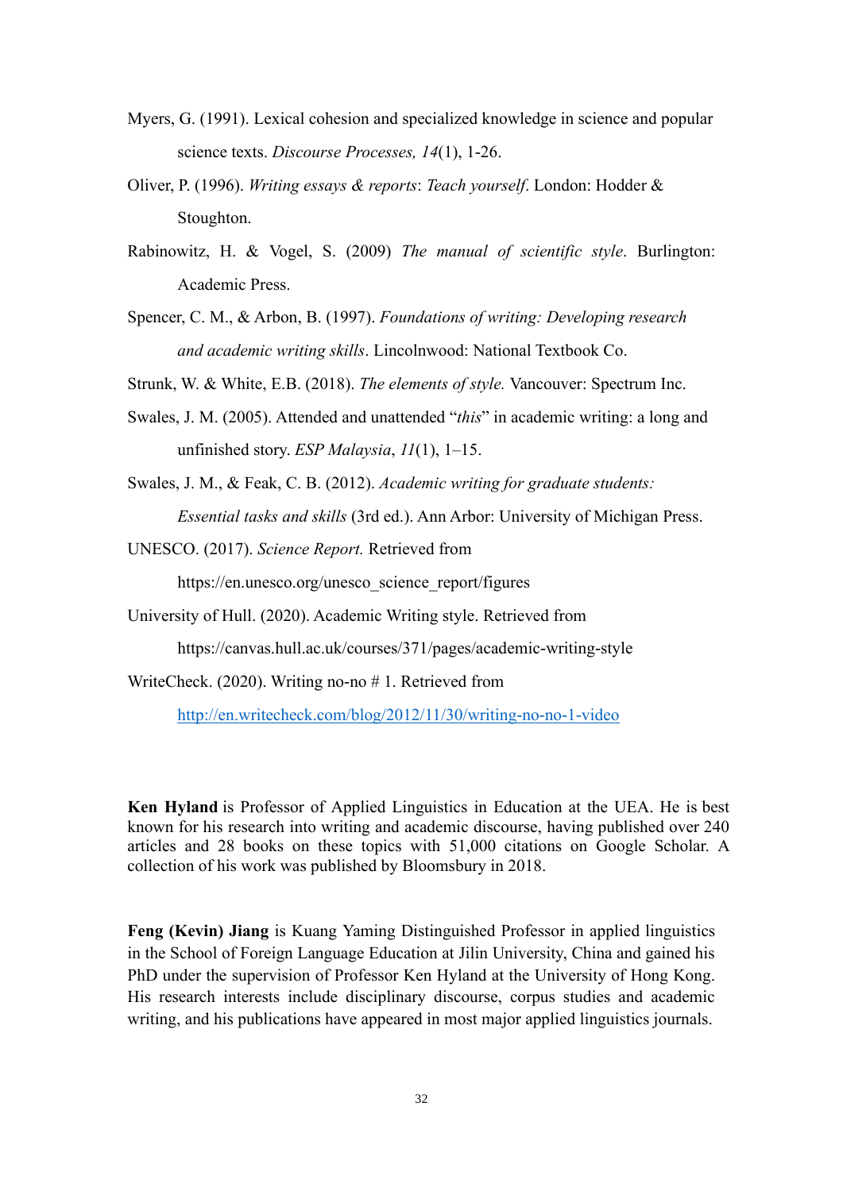Myers, G. (1991). Lexical cohesion and specialized knowledge in science and popular science texts. *Discourse Processes, 14*(1), 1-26.

Oliver, P. (1996). *Writing essays & reports*: *Teach yourself*. London: Hodder & Stoughton.

Rabinowitz, H. & Vogel, S. (2009) *The manual of scientific style*. Burlington: Academic Press.

Spencer, C. M., & Arbon, B. (1997). *Foundations of writing: Developing research and academic writing skills*. Lincolnwood: National Textbook Co.

Strunk, W. & White, E.B. (2018). *The elements of style.* Vancouver: Spectrum Inc.

Swales, J. M. (2005). Attended and unattended "*this*" in academic writing: a long and unfinished story. *ESP Malaysia*, *11*(1), 1–15.

Swales, J. M., & Feak, C. B. (2012). *Academic writing for graduate students: Essential tasks and skills* (3rd ed.). Ann Arbor: University of Michigan Press.

UNESCO. (2017). *Science Report.* Retrieved from https://en.unesco.org/unesco_science_report/figures

University of Hull. (2020). Academic Writing style. Retrieved from https://canvas.hull.ac.uk/courses/371/pages/academic-writing-style

WriteCheck. (2020). Writing no-no # 1. Retrieved from http://en.writecheck.com/blog/2012/11/30/writing-no-no-1-video

**Ken Hyland** is Professor of Applied Linguistics in Education at the UEA. He is best known for his research into writing and academic discourse, having published over 240 articles and 28 books on these topics with 51,000 citations on Google Scholar. A collection of his work was published by Bloomsbury in 2018.

**Feng (Kevin) Jiang** is Kuang Yaming Distinguished Professor in applied linguistics in the School of Foreign Language Education at Jilin University, China and gained his PhD under the supervision of Professor Ken Hyland at the University of Hong Kong. His research interests include disciplinary discourse, corpus studies and academic writing, and his publications have appeared in most major applied linguistics journals.